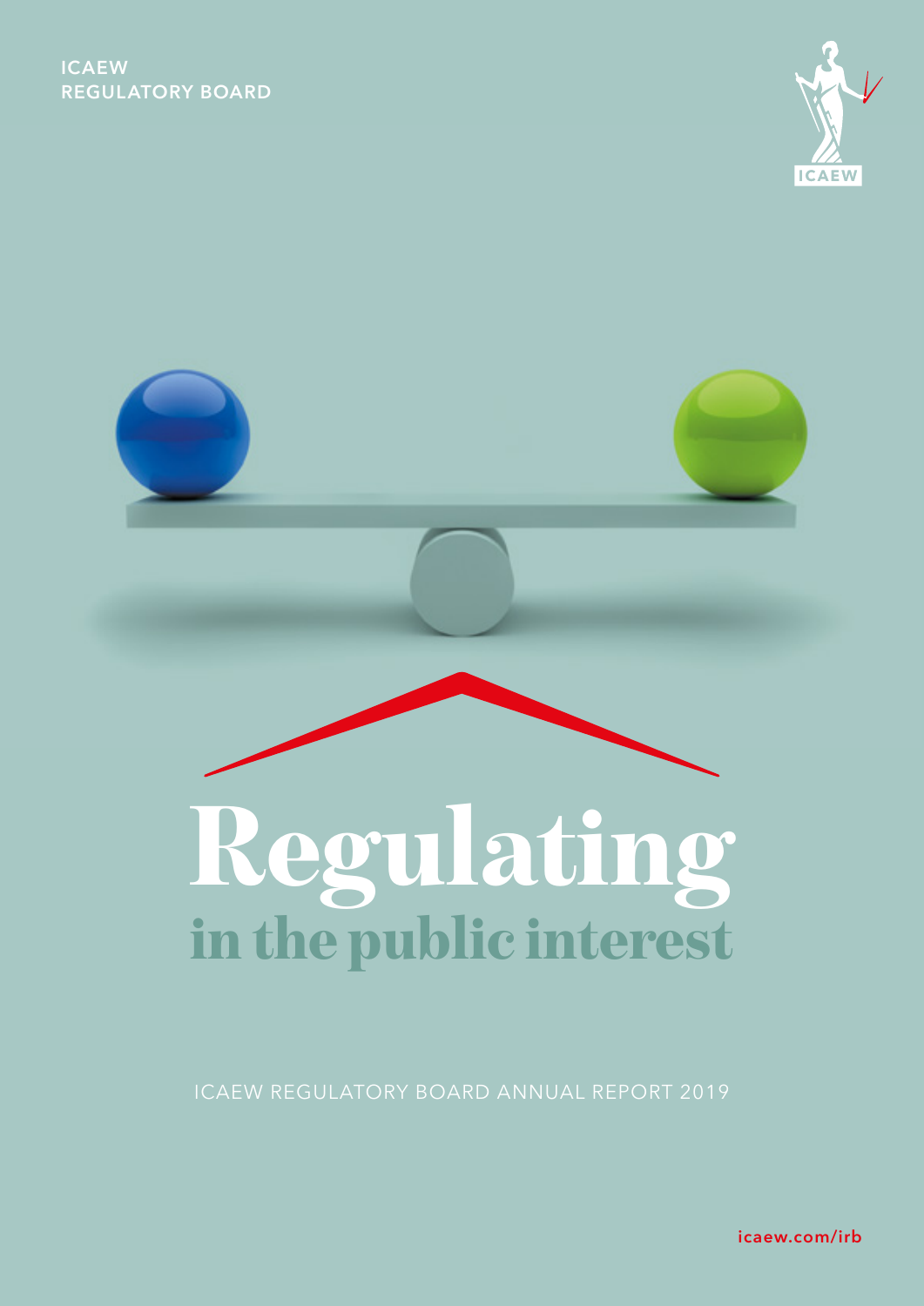ICAEW
REGULATORY BOARD

ICAEW

# Regulating
## in the public interest

ICAEW REGULATORY BOARD ANNUAL REPORT 2019

icaew.com/irb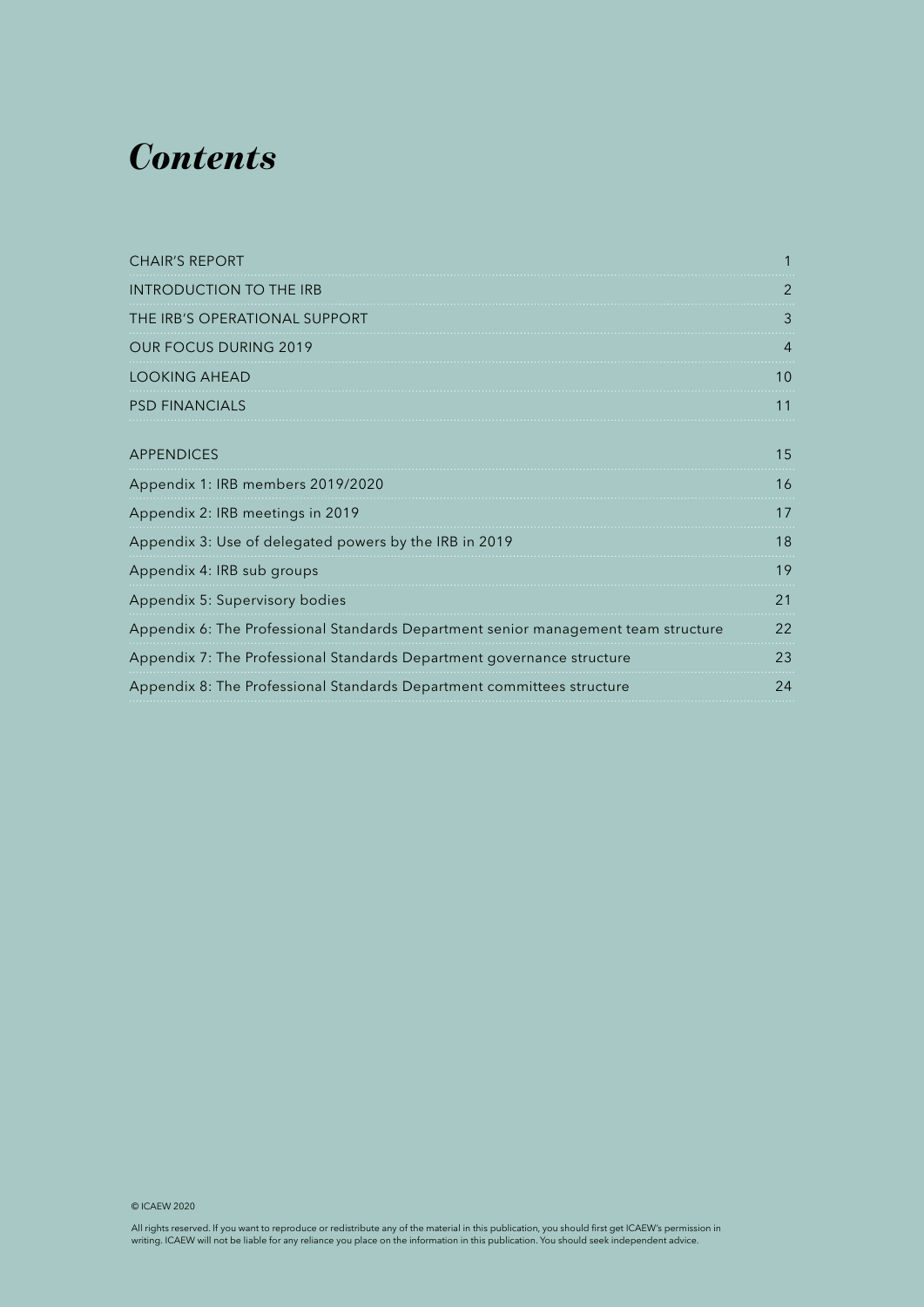# *Contents*

| | |
|---|---|
| CHAIR'S REPORT | 1 |
| INTRODUCTION TO THE IRB | 2 |
| THE IRB'S OPERATIONAL SUPPORT | 3 |
| OUR FOCUS DURING 2019 | 4 |
| LOOKING AHEAD | 10 |
| PSD FINANCIALS | 11 |
| APPENDICES | 15 |
| Appendix 1: IRB members 2019/2020 | 16 |
| Appendix 2: IRB meetings in 2019 | 17 |
| Appendix 3: Use of delegated powers by the IRB in 2019 | 18 |
| Appendix 4: IRB sub groups | 19 |
| Appendix 5: Supervisory bodies | 21 |
| Appendix 6: The Professional Standards Department senior management team structure | 22 |
| Appendix 7: The Professional Standards Department governance structure | 23 |
| Appendix 8: The Professional Standards Department committees structure | 24 |

© ICAEW 2020

All rights reserved. If you want to reproduce or redistribute any of the material in this publication, you should first get ICAEW's permission in writing. ICAEW will not be liable for any reliance you place on the information in this publication. You should seek independent advice.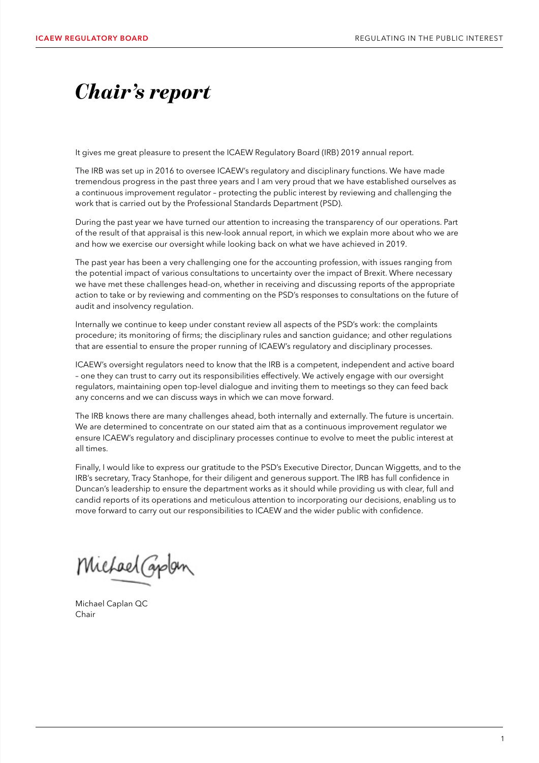# *Chair's report*

It gives me great pleasure to present the ICAEW Regulatory Board (IRB) 2019 annual report.

The IRB was set up in 2016 to oversee ICAEW's regulatory and disciplinary functions. We have made tremendous progress in the past three years and I am very proud that we have established ourselves as a continuous improvement regulator – protecting the public interest by reviewing and challenging the work that is carried out by the Professional Standards Department (PSD).

During the past year we have turned our attention to increasing the transparency of our operations. Part of the result of that appraisal is this new-look annual report, in which we explain more about who we are and how we exercise our oversight while looking back on what we have achieved in 2019.

The past year has been a very challenging one for the accounting profession, with issues ranging from the potential impact of various consultations to uncertainty over the impact of Brexit. Where necessary we have met these challenges head-on, whether in receiving and discussing reports of the appropriate action to take or by reviewing and commenting on the PSD's responses to consultations on the future of audit and insolvency regulation.

Internally we continue to keep under constant review all aspects of the PSD's work: the complaints procedure; its monitoring of firms; the disciplinary rules and sanction guidance; and other regulations that are essential to ensure the proper running of ICAEW's regulatory and disciplinary processes.

ICAEW's oversight regulators need to know that the IRB is a competent, independent and active board – one they can trust to carry out its responsibilities effectively. We actively engage with our oversight regulators, maintaining open top-level dialogue and inviting them to meetings so they can feed back any concerns and we can discuss ways in which we can move forward.

The IRB knows there are many challenges ahead, both internally and externally. The future is uncertain. We are determined to concentrate on our stated aim that as a continuous improvement regulator we ensure ICAEW's regulatory and disciplinary processes continue to evolve to meet the public interest at all times.

Finally, I would like to express our gratitude to the PSD's Executive Director, Duncan Wiggetts, and to the IRB's secretary, Tracy Stanhope, for their diligent and generous support. The IRB has full confidence in Duncan's leadership to ensure the department works as it should while providing us with clear, full and candid reports of its operations and meticulous attention to incorporating our decisions, enabling us to move forward to carry out our responsibilities to ICAEW and the wider public with confidence.

Michael Caplan QC
Chair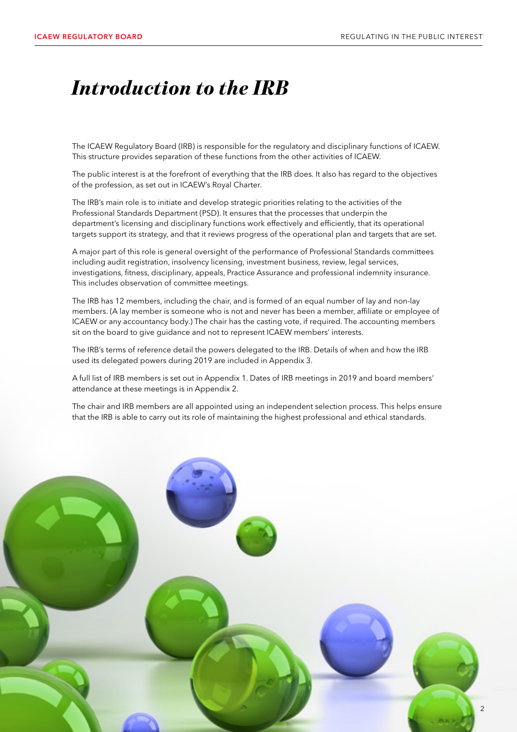# *Introduction to the IRB*

The ICAEW Regulatory Board (IRB) is responsible for the regulatory and disciplinary functions of ICAEW. This structure provides separation of these functions from the other activities of ICAEW.

The public interest is at the forefront of everything that the IRB does. It also has regard to the objectives of the profession, as set out in ICAEW's Royal Charter.

The IRB's main role is to initiate and develop strategic priorities relating to the activities of the Professional Standards Department (PSD). It ensures that the processes that underpin the department's licensing and disciplinary functions work effectively and efficiently, that its operational targets support its strategy, and that it reviews progress of the operational plan and targets that are set.

A major part of this role is general oversight of the performance of Professional Standards committees including audit registration, insolvency licensing, investment business, review, legal services, investigations, fitness, disciplinary, appeals, Practice Assurance and professional indemnity insurance. This includes observation of committee meetings.

The IRB has 12 members, including the chair, and is formed of an equal number of lay and non-lay members. (A lay member is someone who is not and never has been a member, affiliate or employee of ICAEW or any accountancy body.) The chair has the casting vote, if required. The accounting members sit on the board to give guidance and not to represent ICAEW members' interests.

The IRB's terms of reference detail the powers delegated to the IRB. Details of when and how the IRB used its delegated powers during 2019 are included in Appendix 3.

A full list of IRB members is set out in Appendix 1. Dates of IRB meetings in 2019 and board members' attendance at these meetings is in Appendix 2.

The chair and IRB members are all appointed using an independent selection process. This helps ensure that the IRB is able to carry out its role of maintaining the highest professional and ethical standards.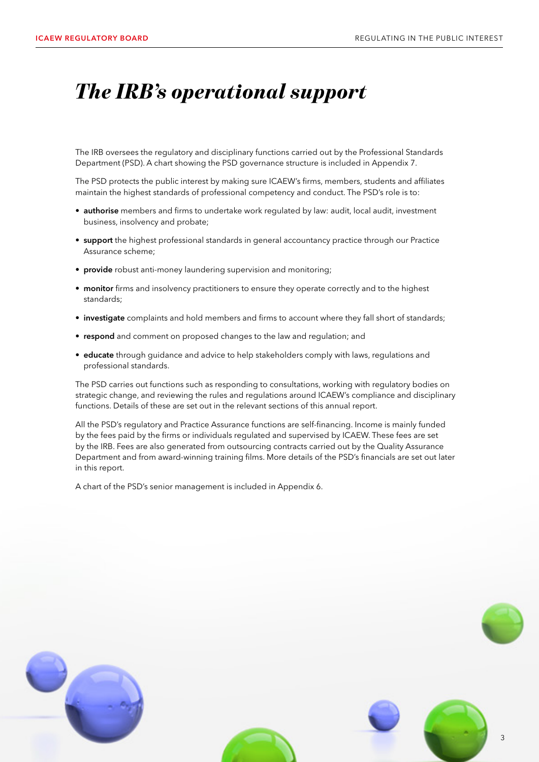# *The IRB's operational support*

The IRB oversees the regulatory and disciplinary functions carried out by the Professional Standards Department (PSD). A chart showing the PSD governance structure is included in Appendix 7.

The PSD protects the public interest by making sure ICAEW's firms, members, students and affiliates maintain the highest standards of professional competency and conduct. The PSD's role is to:

- **authorise** members and firms to undertake work regulated by law: audit, local audit, investment business, insolvency and probate;
- **support** the highest professional standards in general accountancy practice through our Practice Assurance scheme;
- **provide** robust anti-money laundering supervision and monitoring;
- **monitor** firms and insolvency practitioners to ensure they operate correctly and to the highest standards;
- **investigate** complaints and hold members and firms to account where they fall short of standards;
- **respond** and comment on proposed changes to the law and regulation; and
- **educate** through guidance and advice to help stakeholders comply with laws, regulations and professional standards.

The PSD carries out functions such as responding to consultations, working with regulatory bodies on strategic change, and reviewing the rules and regulations around ICAEW's compliance and disciplinary functions. Details of these are set out in the relevant sections of this annual report.

All the PSD's regulatory and Practice Assurance functions are self-financing. Income is mainly funded by the fees paid by the firms or individuals regulated and supervised by ICAEW. These fees are set by the IRB. Fees are also generated from outsourcing contracts carried out by the Quality Assurance Department and from award-winning training films. More details of the PSD's financials are set out later in this report.

A chart of the PSD's senior management is included in Appendix 6.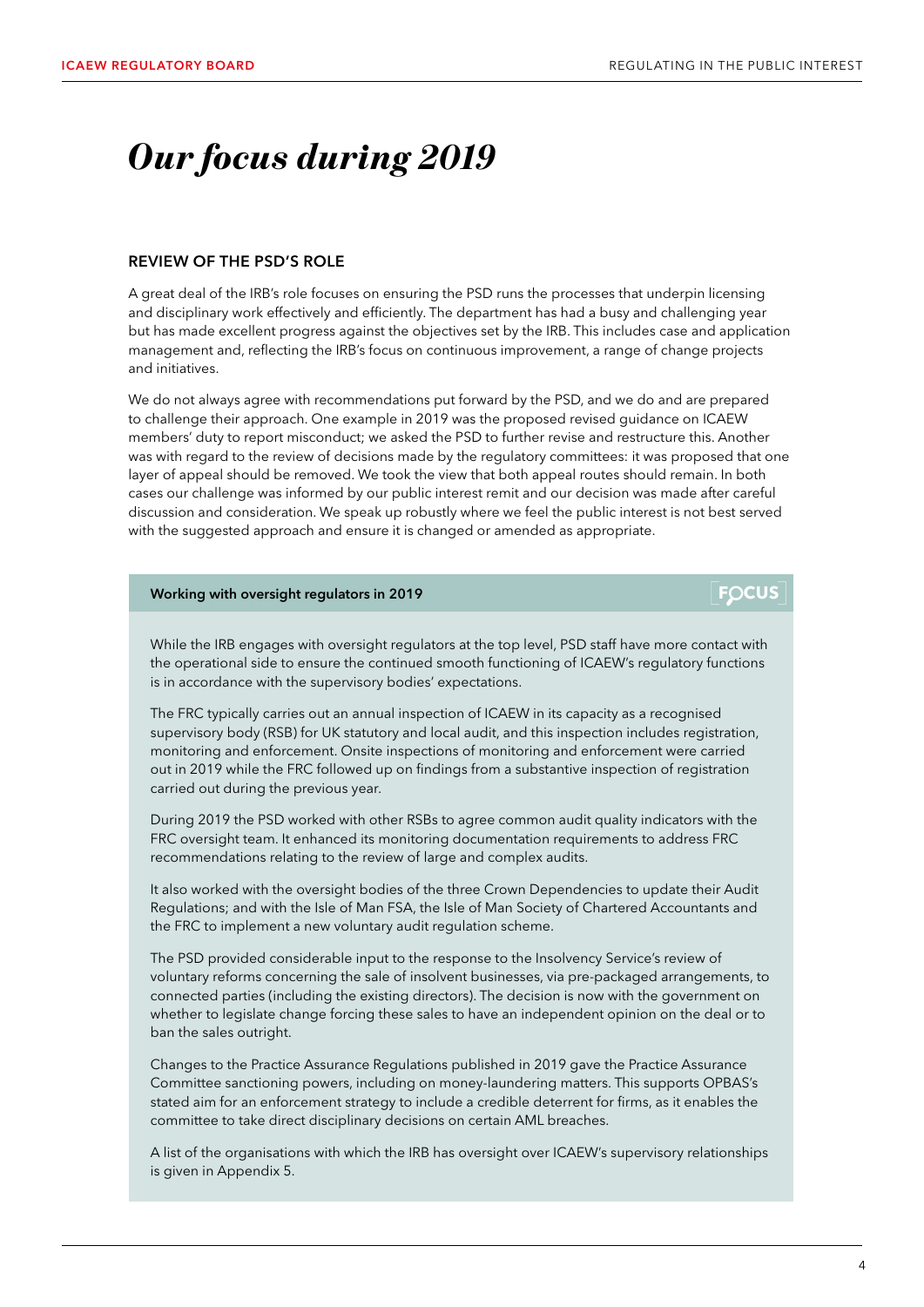# *Our focus during 2019*

## REVIEW OF THE PSD'S ROLE

A great deal of the IRB's role focuses on ensuring the PSD runs the processes that underpin licensing and disciplinary work effectively and efficiently. The department has had a busy and challenging year but has made excellent progress against the objectives set by the IRB. This includes case and application management and, reflecting the IRB's focus on continuous improvement, a range of change projects and initiatives.

We do not always agree with recommendations put forward by the PSD, and we do and are prepared to challenge their approach. One example in 2019 was the proposed revised guidance on ICAEW members' duty to report misconduct; we asked the PSD to further revise and restructure this. Another was with regard to the review of decisions made by the regulatory committees: it was proposed that one layer of appeal should be removed. We took the view that both appeal routes should remain. In both cases our challenge was informed by our public interest remit and our decision was made after careful discussion and consideration. We speak up robustly where we feel the public interest is not best served with the suggested approach and ensure it is changed or amended as appropriate.

### Working with oversight regulators in 2019

FOCUS

While the IRB engages with oversight regulators at the top level, PSD staff have more contact with the operational side to ensure the continued smooth functioning of ICAEW's regulatory functions is in accordance with the supervisory bodies' expectations.

The FRC typically carries out an annual inspection of ICAEW in its capacity as a recognised supervisory body (RSB) for UK statutory and local audit, and this inspection includes registration, monitoring and enforcement. Onsite inspections of monitoring and enforcement were carried out in 2019 while the FRC followed up on findings from a substantive inspection of registration carried out during the previous year.

During 2019 the PSD worked with other RSBs to agree common audit quality indicators with the FRC oversight team. It enhanced its monitoring documentation requirements to address FRC recommendations relating to the review of large and complex audits.

It also worked with the oversight bodies of the three Crown Dependencies to update their Audit Regulations; and with the Isle of Man FSA, the Isle of Man Society of Chartered Accountants and the FRC to implement a new voluntary audit regulation scheme.

The PSD provided considerable input to the response to the Insolvency Service's review of voluntary reforms concerning the sale of insolvent businesses, via pre-packaged arrangements, to connected parties (including the existing directors). The decision is now with the government on whether to legislate change forcing these sales to have an independent opinion on the deal or to ban the sales outright.

Changes to the Practice Assurance Regulations published in 2019 gave the Practice Assurance Committee sanctioning powers, including on money-laundering matters. This supports OPBAS's stated aim for an enforcement strategy to include a credible deterrent for firms, as it enables the committee to take direct disciplinary decisions on certain AML breaches.

A list of the organisations with which the IRB has oversight over ICAEW's supervisory relationships is given in Appendix 5.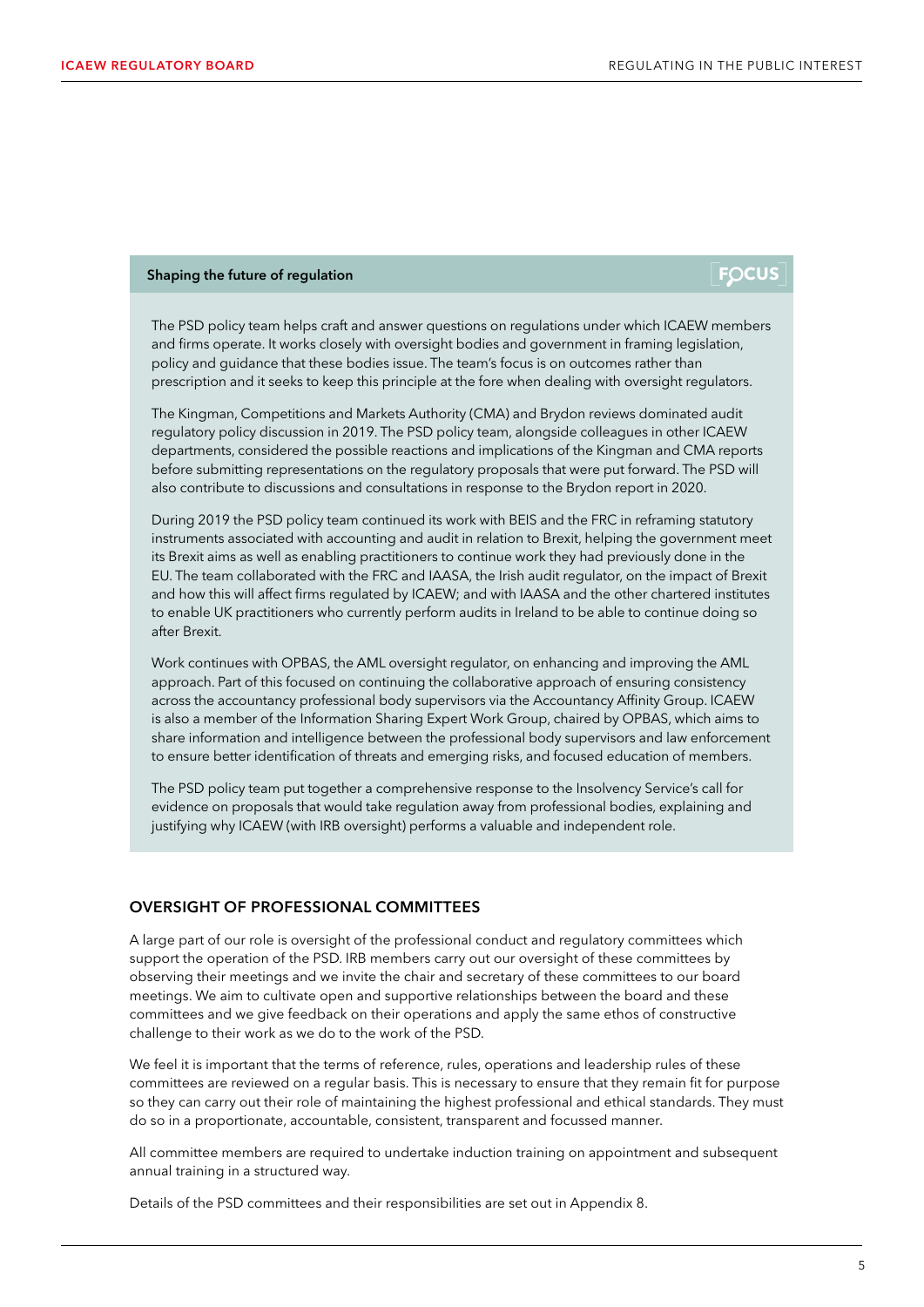### Shaping the future of regulation

FOCUS

The PSD policy team helps craft and answer questions on regulations under which ICAEW members and firms operate. It works closely with oversight bodies and government in framing legislation, policy and guidance that these bodies issue. The team's focus is on outcomes rather than prescription and it seeks to keep this principle at the fore when dealing with oversight regulators.

The Kingman, Competitions and Markets Authority (CMA) and Brydon reviews dominated audit regulatory policy discussion in 2019. The PSD policy team, alongside colleagues in other ICAEW departments, considered the possible reactions and implications of the Kingman and CMA reports before submitting representations on the regulatory proposals that were put forward. The PSD will also contribute to discussions and consultations in response to the Brydon report in 2020.

During 2019 the PSD policy team continued its work with BEIS and the FRC in reframing statutory instruments associated with accounting and audit in relation to Brexit, helping the government meet its Brexit aims as well as enabling practitioners to continue work they had previously done in the EU. The team collaborated with the FRC and IAASA, the Irish audit regulator, on the impact of Brexit and how this will affect firms regulated by ICAEW; and with IAASA and the other chartered institutes to enable UK practitioners who currently perform audits in Ireland to be able to continue doing so after Brexit.

Work continues with OPBAS, the AML oversight regulator, on enhancing and improving the AML approach. Part of this focused on continuing the collaborative approach of ensuring consistency across the accountancy professional body supervisors via the Accountancy Affinity Group. ICAEW is also a member of the Information Sharing Expert Work Group, chaired by OPBAS, which aims to share information and intelligence between the professional body supervisors and law enforcement to ensure better identification of threats and emerging risks, and focused education of members.

The PSD policy team put together a comprehensive response to the Insolvency Service's call for evidence on proposals that would take regulation away from professional bodies, explaining and justifying why ICAEW (with IRB oversight) performs a valuable and independent role.

## OVERSIGHT OF PROFESSIONAL COMMITTEES

A large part of our role is oversight of the professional conduct and regulatory committees which support the operation of the PSD. IRB members carry out our oversight of these committees by observing their meetings and we invite the chair and secretary of these committees to our board meetings. We aim to cultivate open and supportive relationships between the board and these committees and we give feedback on their operations and apply the same ethos of constructive challenge to their work as we do to the work of the PSD.

We feel it is important that the terms of reference, rules, operations and leadership rules of these committees are reviewed on a regular basis. This is necessary to ensure that they remain fit for purpose so they can carry out their role of maintaining the highest professional and ethical standards. They must do so in a proportionate, accountable, consistent, transparent and focussed manner.

All committee members are required to undertake induction training on appointment and subsequent annual training in a structured way.

Details of the PSD committees and their responsibilities are set out in Appendix 8.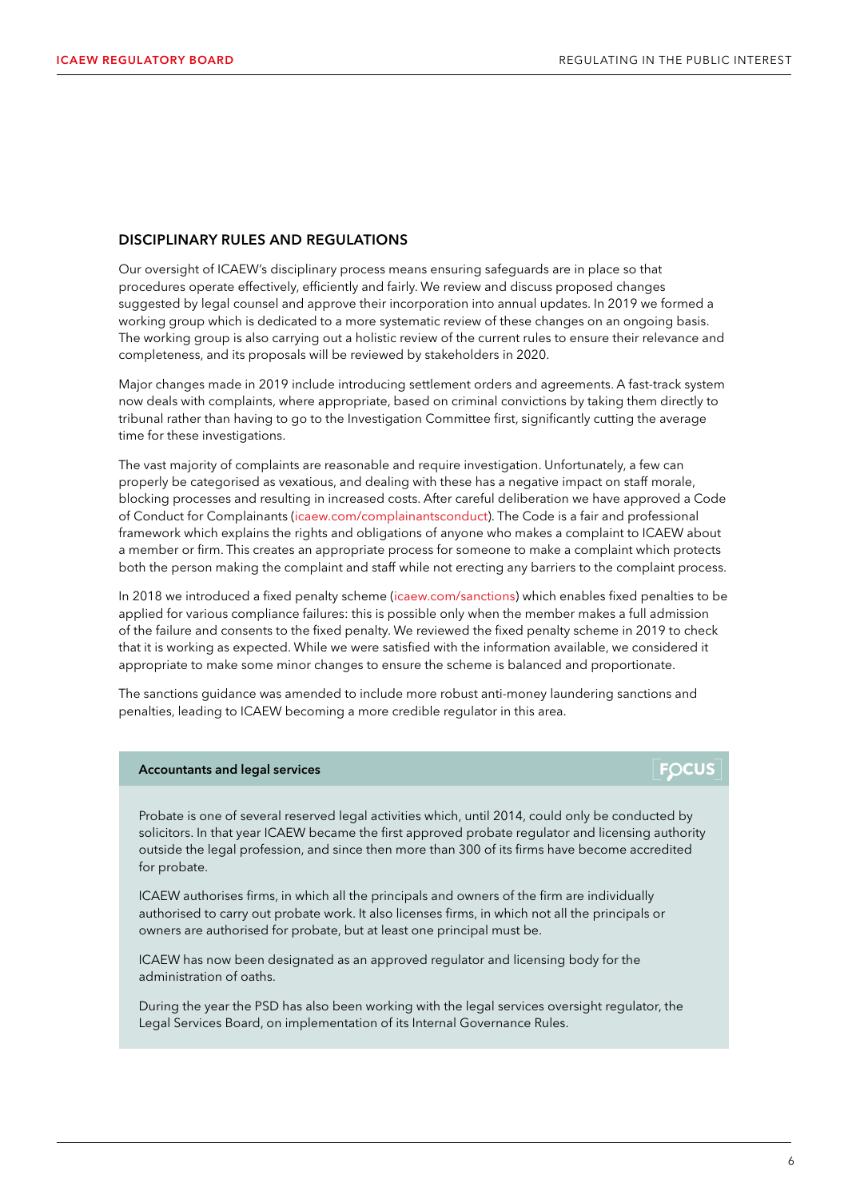## DISCIPLINARY RULES AND REGULATIONS

Our oversight of ICAEW's disciplinary process means ensuring safeguards are in place so that procedures operate effectively, efficiently and fairly. We review and discuss proposed changes suggested by legal counsel and approve their incorporation into annual updates. In 2019 we formed a working group which is dedicated to a more systematic review of these changes on an ongoing basis. The working group is also carrying out a holistic review of the current rules to ensure their relevance and completeness, and its proposals will be reviewed by stakeholders in 2020.

Major changes made in 2019 include introducing settlement orders and agreements. A fast-track system now deals with complaints, where appropriate, based on criminal convictions by taking them directly to tribunal rather than having to go to the Investigation Committee first, significantly cutting the average time for these investigations.

The vast majority of complaints are reasonable and require investigation. Unfortunately, a few can properly be categorised as vexatious, and dealing with these has a negative impact on staff morale, blocking processes and resulting in increased costs. After careful deliberation we have approved a Code of Conduct for Complainants (icaew.com/complainantsconduct). The Code is a fair and professional framework which explains the rights and obligations of anyone who makes a complaint to ICAEW about a member or firm. This creates an appropriate process for someone to make a complaint which protects both the person making the complaint and staff while not erecting any barriers to the complaint process.

In 2018 we introduced a fixed penalty scheme (icaew.com/sanctions) which enables fixed penalties to be applied for various compliance failures: this is possible only when the member makes a full admission of the failure and consents to the fixed penalty. We reviewed the fixed penalty scheme in 2019 to check that it is working as expected. While we were satisfied with the information available, we considered it appropriate to make some minor changes to ensure the scheme is balanced and proportionate.

The sanctions guidance was amended to include more robust anti-money laundering sanctions and penalties, leading to ICAEW becoming a more credible regulator in this area.

### Accountants and legal services

FOCUS

Probate is one of several reserved legal activities which, until 2014, could only be conducted by solicitors. In that year ICAEW became the first approved probate regulator and licensing authority outside the legal profession, and since then more than 300 of its firms have become accredited for probate.

ICAEW authorises firms, in which all the principals and owners of the firm are individually authorised to carry out probate work. It also licenses firms, in which not all the principals or owners are authorised for probate, but at least one principal must be.

ICAEW has now been designated as an approved regulator and licensing body for the administration of oaths.

During the year the PSD has also been working with the legal services oversight regulator, the Legal Services Board, on implementation of its Internal Governance Rules.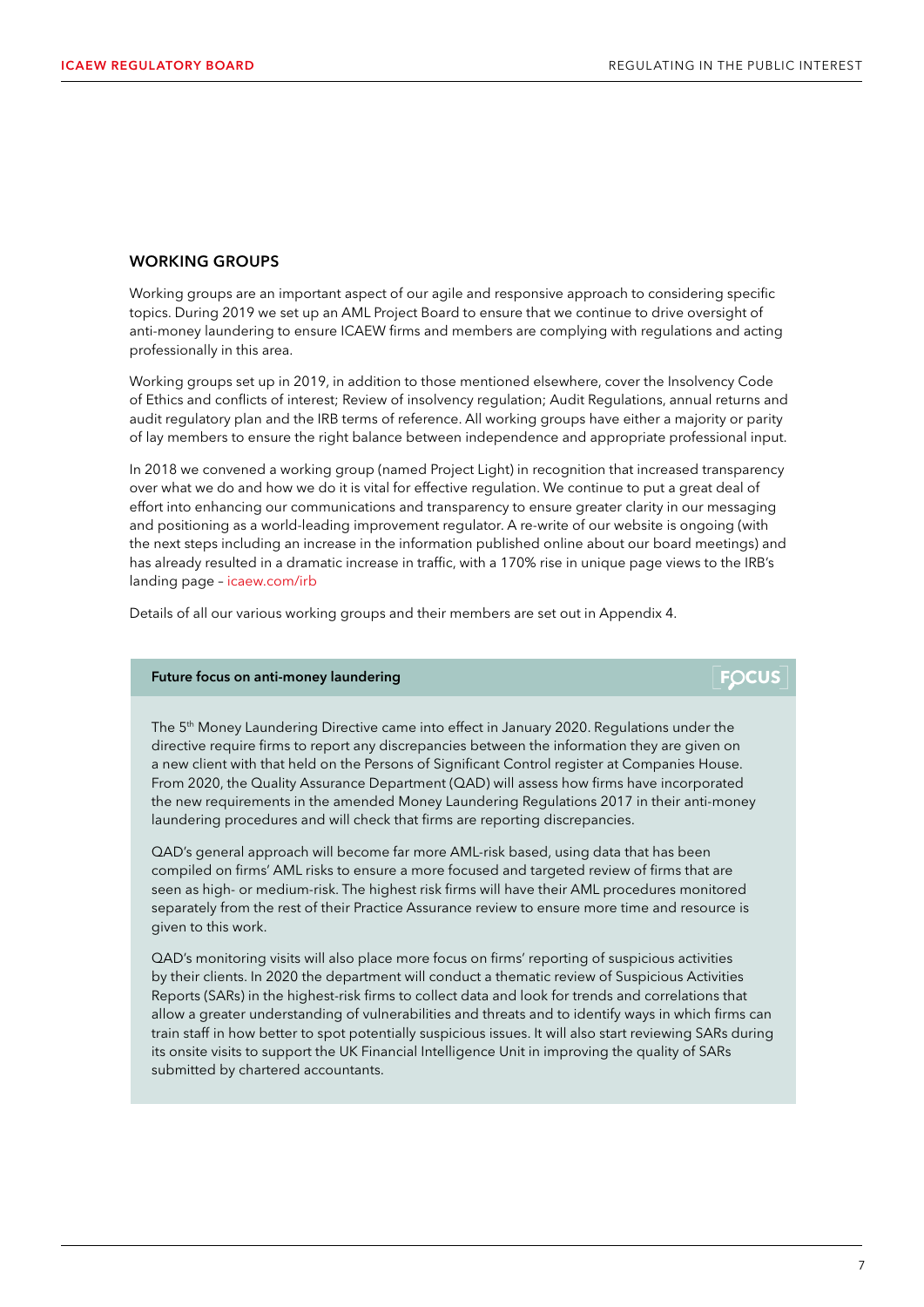## WORKING GROUPS

Working groups are an important aspect of our agile and responsive approach to considering specific topics. During 2019 we set up an AML Project Board to ensure that we continue to drive oversight of anti-money laundering to ensure ICAEW firms and members are complying with regulations and acting professionally in this area.

Working groups set up in 2019, in addition to those mentioned elsewhere, cover the Insolvency Code of Ethics and conflicts of interest; Review of insolvency regulation; Audit Regulations, annual returns and audit regulatory plan and the IRB terms of reference. All working groups have either a majority or parity of lay members to ensure the right balance between independence and appropriate professional input.

In 2018 we convened a working group (named Project Light) in recognition that increased transparency over what we do and how we do it is vital for effective regulation. We continue to put a great deal of effort into enhancing our communications and transparency to ensure greater clarity in our messaging and positioning as a world-leading improvement regulator. A re-write of our website is ongoing (with the next steps including an increase in the information published online about our board meetings) and has already resulted in a dramatic increase in traffic, with a 170% rise in unique page views to the IRB's landing page – icaew.com/irb

Details of all our various working groups and their members are set out in Appendix 4.

**Future focus on anti-money laundering**

FOCUS

The 5th Money Laundering Directive came into effect in January 2020. Regulations under the directive require firms to report any discrepancies between the information they are given on a new client with that held on the Persons of Significant Control register at Companies House. From 2020, the Quality Assurance Department (QAD) will assess how firms have incorporated the new requirements in the amended Money Laundering Regulations 2017 in their anti-money laundering procedures and will check that firms are reporting discrepancies.

QAD's general approach will become far more AML-risk based, using data that has been compiled on firms' AML risks to ensure a more focused and targeted review of firms that are seen as high- or medium-risk. The highest risk firms will have their AML procedures monitored separately from the rest of their Practice Assurance review to ensure more time and resource is given to this work.

QAD's monitoring visits will also place more focus on firms' reporting of suspicious activities by their clients. In 2020 the department will conduct a thematic review of Suspicious Activities Reports (SARs) in the highest-risk firms to collect data and look for trends and correlations that allow a greater understanding of vulnerabilities and threats and to identify ways in which firms can train staff in how better to spot potentially suspicious issues. It will also start reviewing SARs during its onsite visits to support the UK Financial Intelligence Unit in improving the quality of SARs submitted by chartered accountants.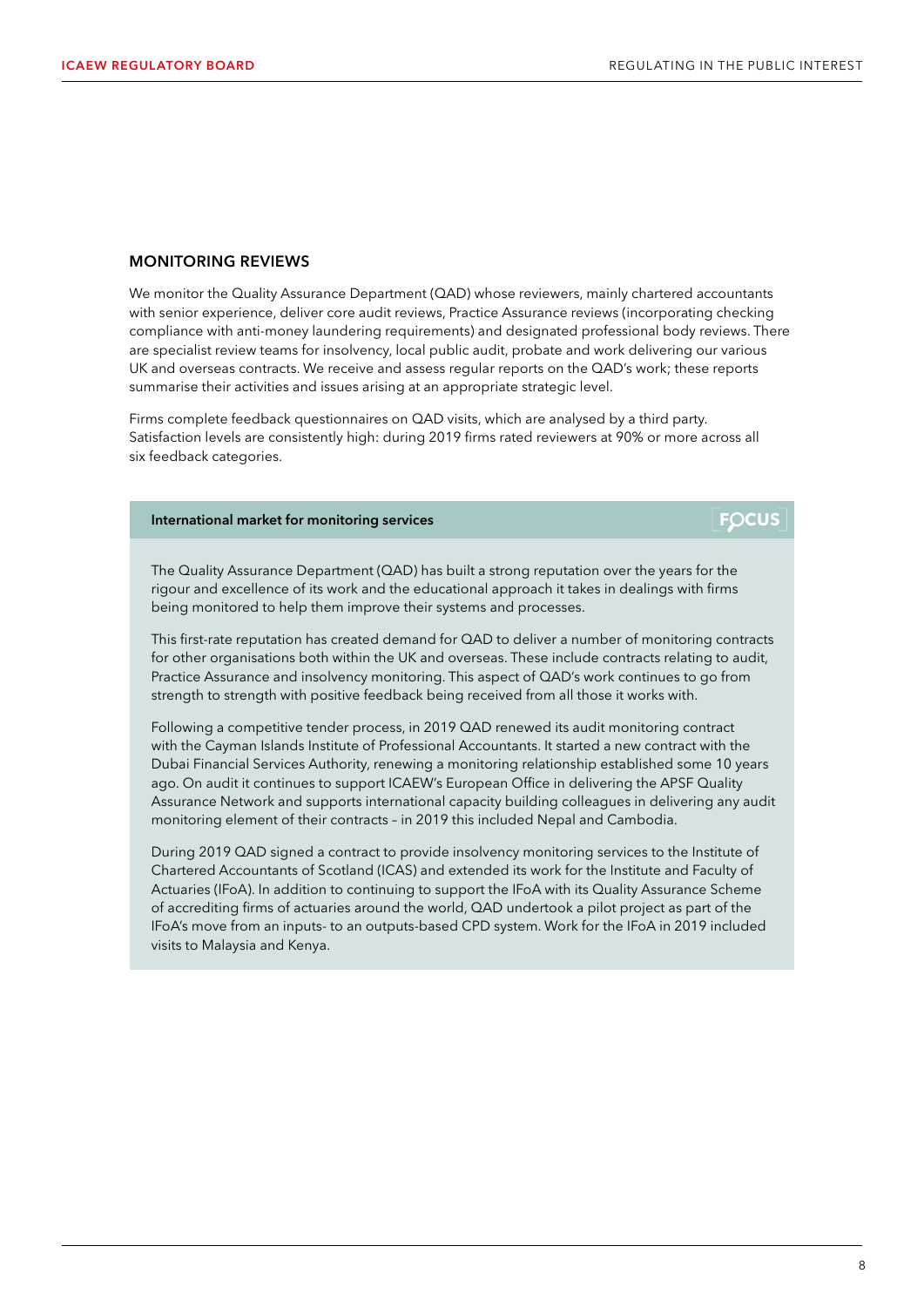## MONITORING REVIEWS

We monitor the Quality Assurance Department (QAD) whose reviewers, mainly chartered accountants with senior experience, deliver core audit reviews, Practice Assurance reviews (incorporating checking compliance with anti-money laundering requirements) and designated professional body reviews. There are specialist review teams for insolvency, local public audit, probate and work delivering our various UK and overseas contracts. We receive and assess regular reports on the QAD's work; these reports summarise their activities and issues arising at an appropriate strategic level.

Firms complete feedback questionnaires on QAD visits, which are analysed by a third party. Satisfaction levels are consistently high: during 2019 firms rated reviewers at 90% or more across all six feedback categories.

### International market for monitoring services

FOCUS

The Quality Assurance Department (QAD) has built a strong reputation over the years for the rigour and excellence of its work and the educational approach it takes in dealings with firms being monitored to help them improve their systems and processes.

This first-rate reputation has created demand for QAD to deliver a number of monitoring contracts for other organisations both within the UK and overseas. These include contracts relating to audit, Practice Assurance and insolvency monitoring. This aspect of QAD's work continues to go from strength to strength with positive feedback being received from all those it works with.

Following a competitive tender process, in 2019 QAD renewed its audit monitoring contract with the Cayman Islands Institute of Professional Accountants. It started a new contract with the Dubai Financial Services Authority, renewing a monitoring relationship established some 10 years ago. On audit it continues to support ICAEW's European Office in delivering the APSF Quality Assurance Network and supports international capacity building colleagues in delivering any audit monitoring element of their contracts – in 2019 this included Nepal and Cambodia.

During 2019 QAD signed a contract to provide insolvency monitoring services to the Institute of Chartered Accountants of Scotland (ICAS) and extended its work for the Institute and Faculty of Actuaries (IFoA). In addition to continuing to support the IFoA with its Quality Assurance Scheme of accrediting firms of actuaries around the world, QAD undertook a pilot project as part of the IFoA's move from an inputs- to an outputs-based CPD system. Work for the IFoA in 2019 included visits to Malaysia and Kenya.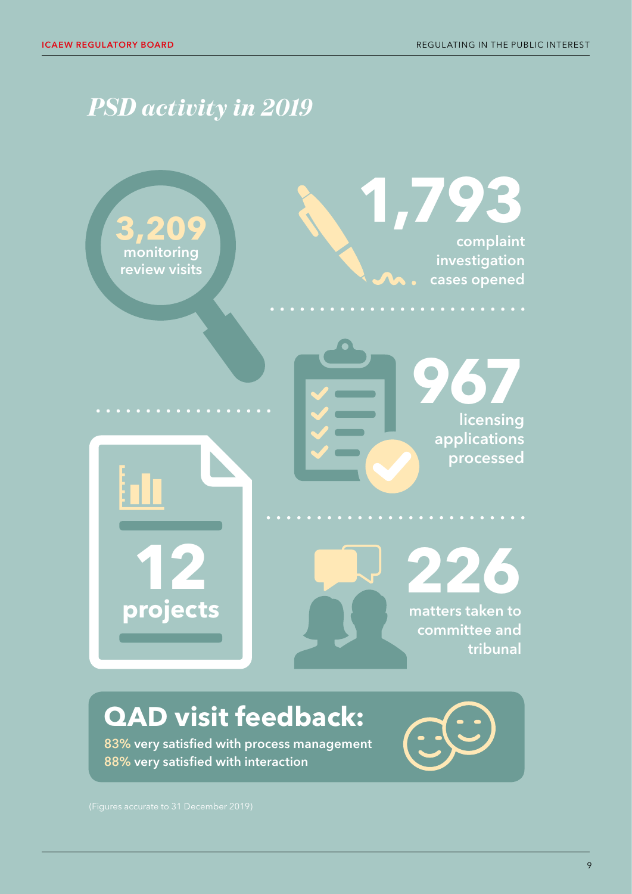# *PSD activity in 2019*

**3,209** monitoring review visits

**1,793** complaint investigation cases opened

**967** licensing applications processed

**12** projects

**226** matters taken to committee and tribunal

## QAD visit feedback:

83% very satisfied with process management
88% very satisfied with interaction

(Figures accurate to 31 December 2019)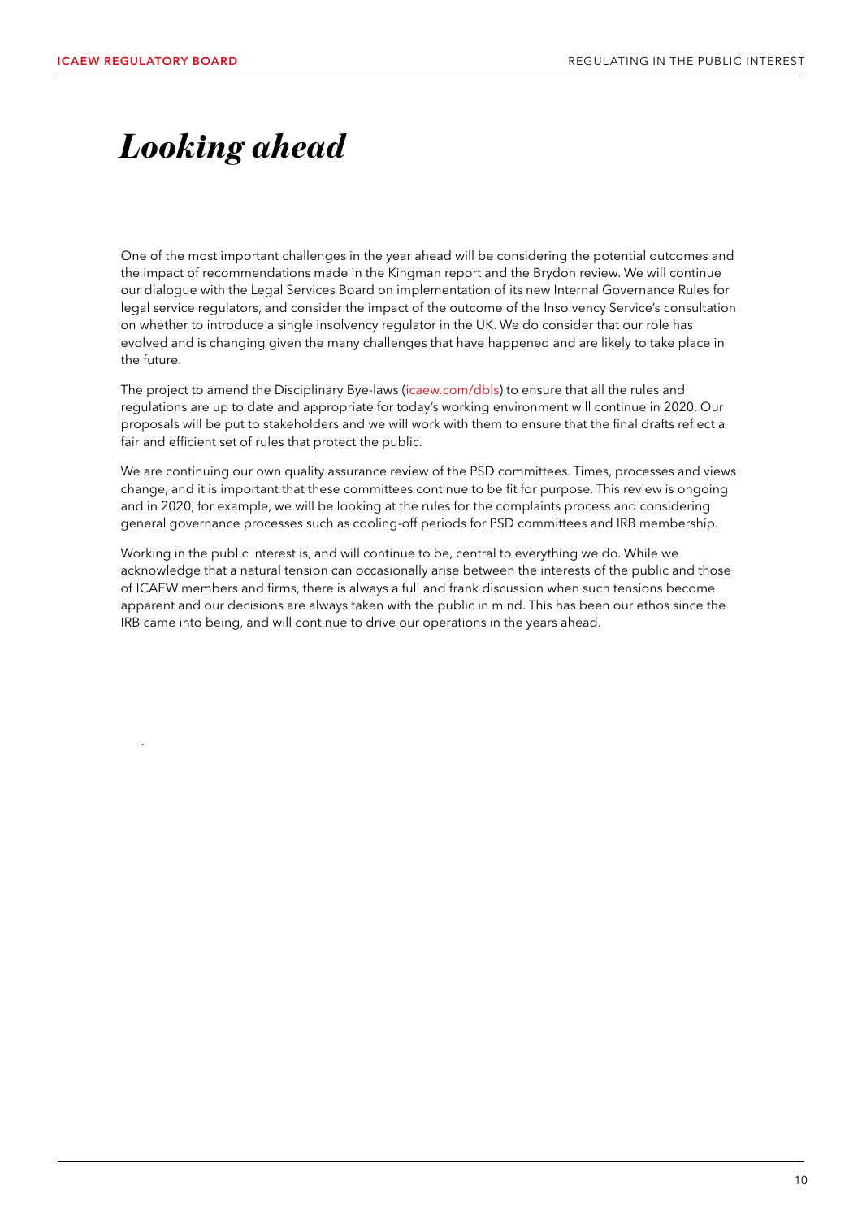# *Looking ahead*

One of the most important challenges in the year ahead will be considering the potential outcomes and the impact of recommendations made in the Kingman report and the Brydon review. We will continue our dialogue with the Legal Services Board on implementation of its new Internal Governance Rules for legal service regulators, and consider the impact of the outcome of the Insolvency Service's consultation on whether to introduce a single insolvency regulator in the UK. We do consider that our role has evolved and is changing given the many challenges that have happened and are likely to take place in the future.

The project to amend the Disciplinary Bye-laws (icaew.com/dbls) to ensure that all the rules and regulations are up to date and appropriate for today's working environment will continue in 2020. Our proposals will be put to stakeholders and we will work with them to ensure that the final drafts reflect a fair and efficient set of rules that protect the public.

We are continuing our own quality assurance review of the PSD committees. Times, processes and views change, and it is important that these committees continue to be fit for purpose. This review is ongoing and in 2020, for example, we will be looking at the rules for the complaints process and considering general governance processes such as cooling-off periods for PSD committees and IRB membership.

Working in the public interest is, and will continue to be, central to everything we do. While we acknowledge that a natural tension can occasionally arise between the interests of the public and those of ICAEW members and firms, there is always a full and frank discussion when such tensions become apparent and our decisions are always taken with the public in mind. This has been our ethos since the IRB came into being, and will continue to drive our operations in the years ahead.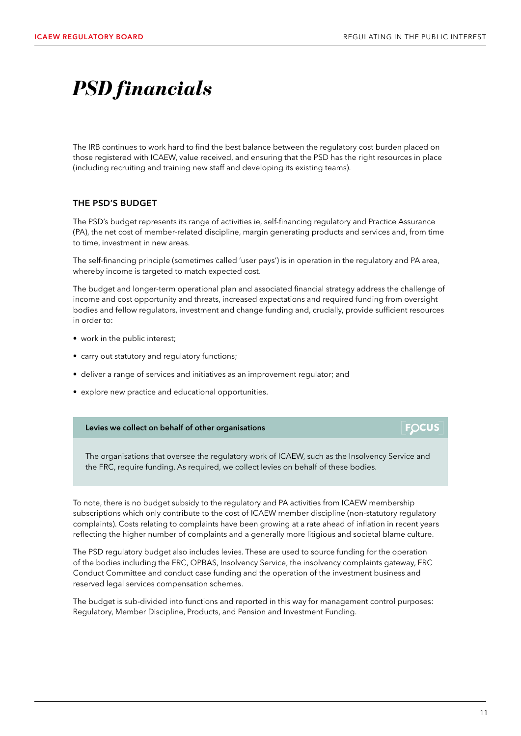# *PSD financials*

The IRB continues to work hard to find the best balance between the regulatory cost burden placed on those registered with ICAEW, value received, and ensuring that the PSD has the right resources in place (including recruiting and training new staff and developing its existing teams).

### THE PSD'S BUDGET

The PSD's budget represents its range of activities ie, self-financing regulatory and Practice Assurance (PA), the net cost of member-related discipline, margin generating products and services and, from time to time, investment in new areas.

The self-financing principle (sometimes called 'user pays') is in operation in the regulatory and PA area, whereby income is targeted to match expected cost.

The budget and longer-term operational plan and associated financial strategy address the challenge of income and cost opportunity and threats, increased expectations and required funding from oversight bodies and fellow regulators, investment and change funding and, crucially, provide sufficient resources in order to:

- work in the public interest;
- carry out statutory and regulatory functions;
- deliver a range of services and initiatives as an improvement regulator; and
- explore new practice and educational opportunities.

**Levies we collect on behalf of other organisations** FOCUS

The organisations that oversee the regulatory work of ICAEW, such as the Insolvency Service and the FRC, require funding. As required, we collect levies on behalf of these bodies.

To note, there is no budget subsidy to the regulatory and PA activities from ICAEW membership subscriptions which only contribute to the cost of ICAEW member discipline (non-statutory regulatory complaints). Costs relating to complaints have been growing at a rate ahead of inflation in recent years reflecting the higher number of complaints and a generally more litigious and societal blame culture.

The PSD regulatory budget also includes levies. These are used to source funding for the operation of the bodies including the FRC, OPBAS, Insolvency Service, the insolvency complaints gateway, FRC Conduct Committee and conduct case funding and the operation of the investment business and reserved legal services compensation schemes.

The budget is sub-divided into functions and reported in this way for management control purposes: Regulatory, Member Discipline, Products, and Pension and Investment Funding.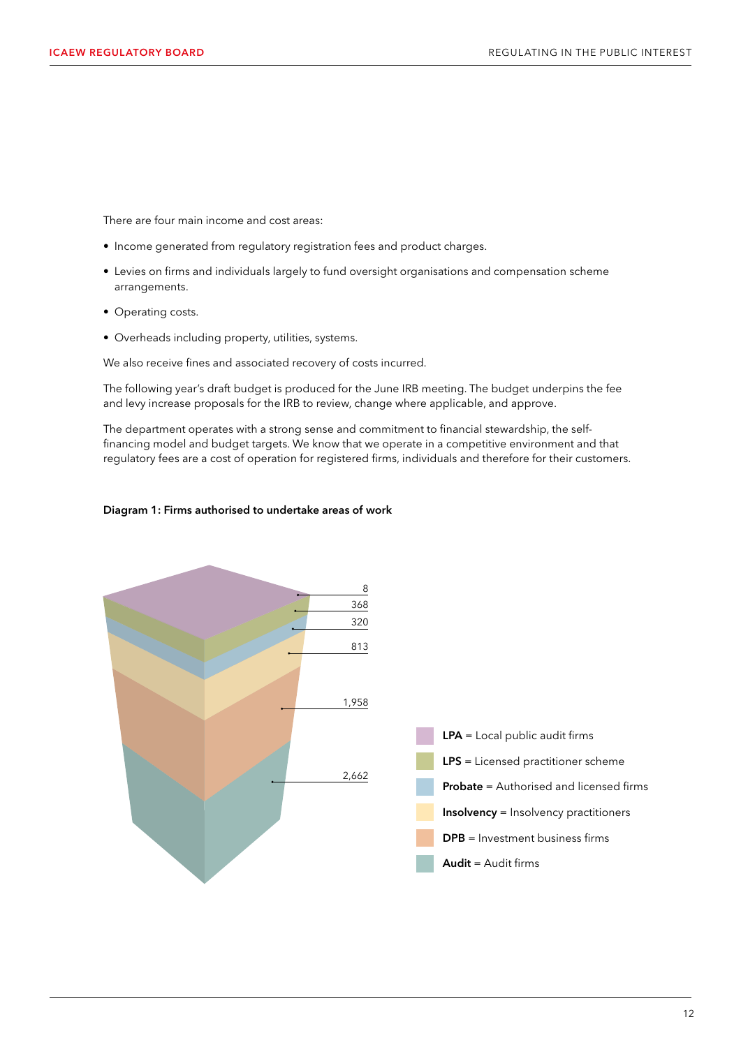There are four main income and cost areas:

- Income generated from regulatory registration fees and product charges.
- Levies on firms and individuals largely to fund oversight organisations and compensation scheme arrangements.
- Operating costs.
- Overheads including property, utilities, systems.

We also receive fines and associated recovery of costs incurred.

The following year's draft budget is produced for the June IRB meeting. The budget underpins the fee and levy increase proposals for the IRB to review, change where applicable, and approve.

The department operates with a strong sense and commitment to financial stewardship, the self-financing model and budget targets. We know that we operate in a competitive environment and that regulatory fees are a cost of operation for registered firms, individuals and therefore for their customers.

**Diagram 1: Firms authorised to undertake areas of work**

| Area | Number of firms |
| --- | --- |
| **LPA** = Local public audit firms | 8 |
| **LPS** = Licensed practitioner scheme | 368 |
| **Probate** = Authorised and licensed firms | 320 |
| **Insolvency** = Insolvency practitioners | 813 |
| **DPB** = Investment business firms | 1,958 |
| **Audit** = Audit firms | 2,662 |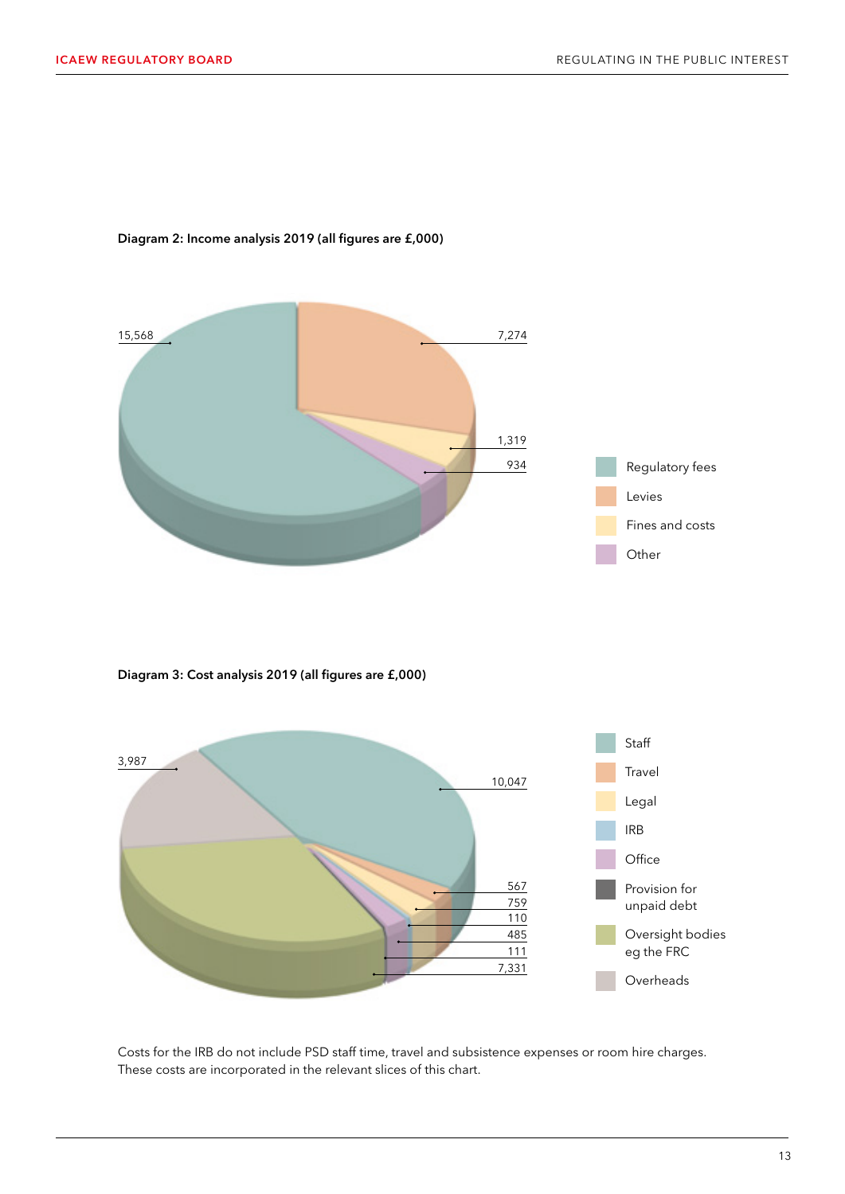**Diagram 2: Income analysis 2019 (all figures are £,000)**

| Category | Amount |
| --- | --- |
| Regulatory fees | 15,568 |
| Levies | 7,274 |
| Fines and costs | 1,319 |
| Other | 934 |

**Diagram 3: Cost analysis 2019 (all figures are £,000)**

| Category | Amount |
| --- | --- |
| Staff | 10,047 |
| Travel | 567 |
| Legal | 759 |
| IRB | 110 |
| Office | 485 |
| Provision for unpaid debt | 111 |
| Oversight bodies eg the FRC | 7,331 |
| Overheads | 3,987 |

Costs for the IRB do not include PSD staff time, travel and subsistence expenses or room hire charges. These costs are incorporated in the relevant slices of this chart.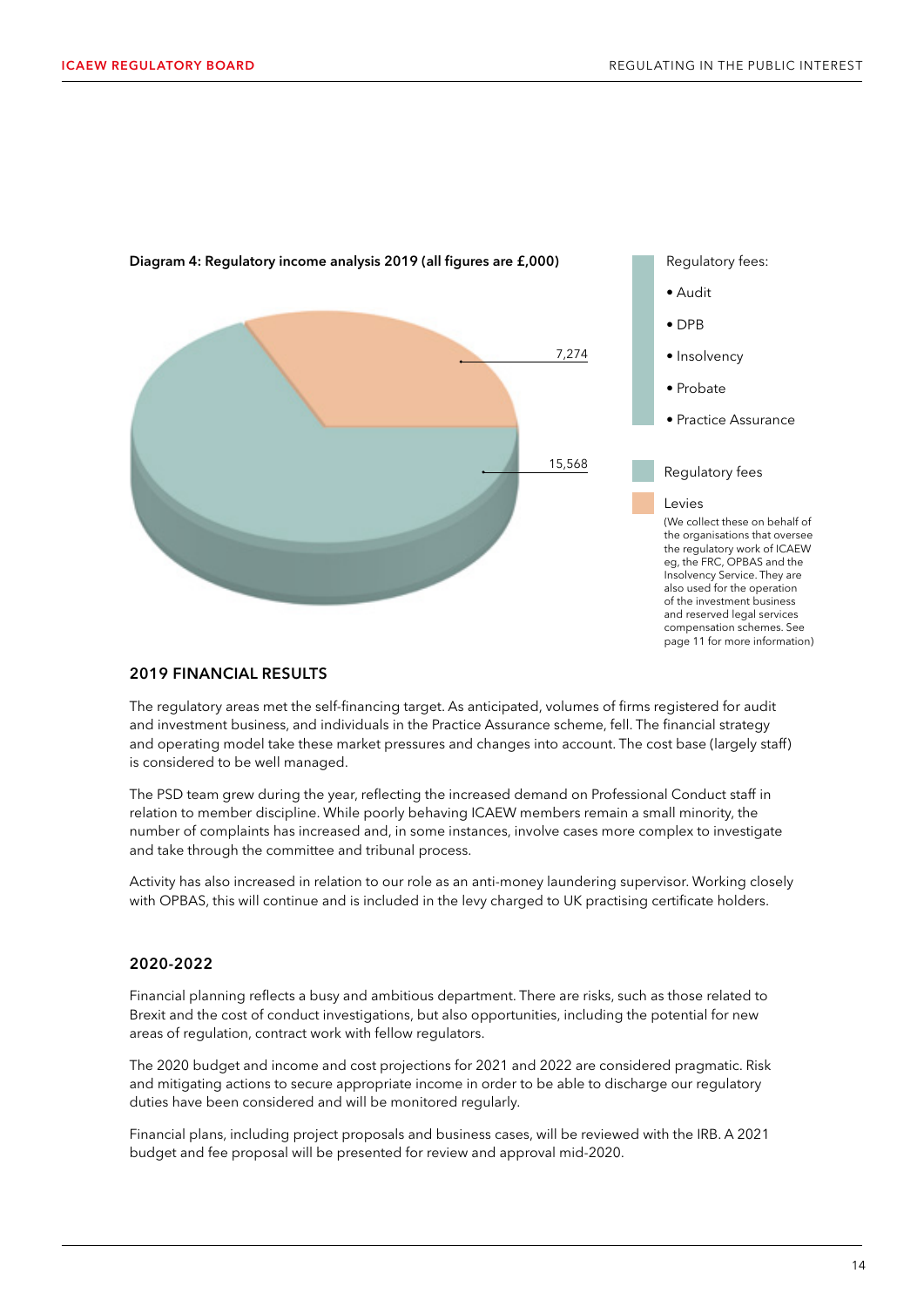**Diagram 4: Regulatory income analysis 2019 (all figures are £,000)**

7,274

15,568

Regulatory fees:

- Audit
- DPB
- Insolvency
- Probate
- Practice Assurance

Regulatory fees

Levies

(We collect these on behalf of the organisations that oversee the regulatory work of ICAEW eg, the FRC, OPBAS and the Insolvency Service. They are also used for the operation of the investment business and reserved legal services compensation schemes. See page 11 for more information)

## 2019 FINANCIAL RESULTS

The regulatory areas met the self-financing target. As anticipated, volumes of firms registered for audit and investment business, and individuals in the Practice Assurance scheme, fell. The financial strategy and operating model take these market pressures and changes into account. The cost base (largely staff) is considered to be well managed.

The PSD team grew during the year, reflecting the increased demand on Professional Conduct staff in relation to member discipline. While poorly behaving ICAEW members remain a small minority, the number of complaints has increased and, in some instances, involve cases more complex to investigate and take through the committee and tribunal process.

Activity has also increased in relation to our role as an anti-money laundering supervisor. Working closely with OPBAS, this will continue and is included in the levy charged to UK practising certificate holders.

## 2020-2022

Financial planning reflects a busy and ambitious department. There are risks, such as those related to Brexit and the cost of conduct investigations, but also opportunities, including the potential for new areas of regulation, contract work with fellow regulators.

The 2020 budget and income and cost projections for 2021 and 2022 are considered pragmatic. Risk and mitigating actions to secure appropriate income in order to be able to discharge our regulatory duties have been considered and will be monitored regularly.

Financial plans, including project proposals and business cases, will be reviewed with the IRB. A 2021 budget and fee proposal will be presented for review and approval mid-2020.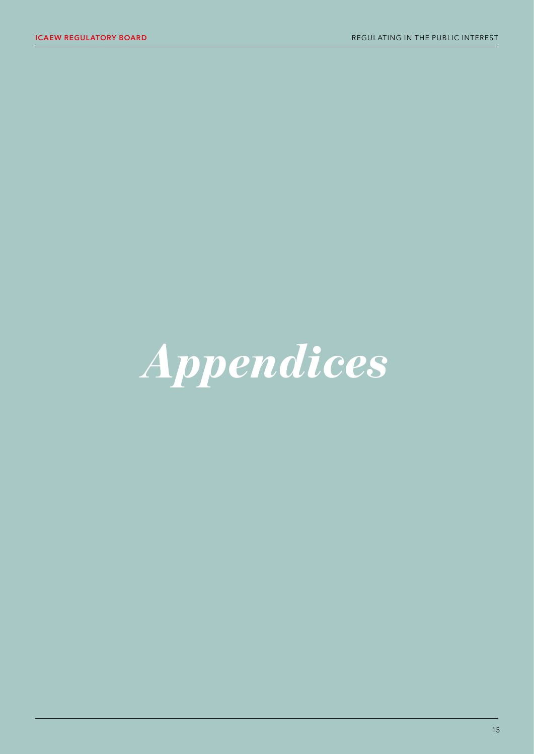# *Appendices*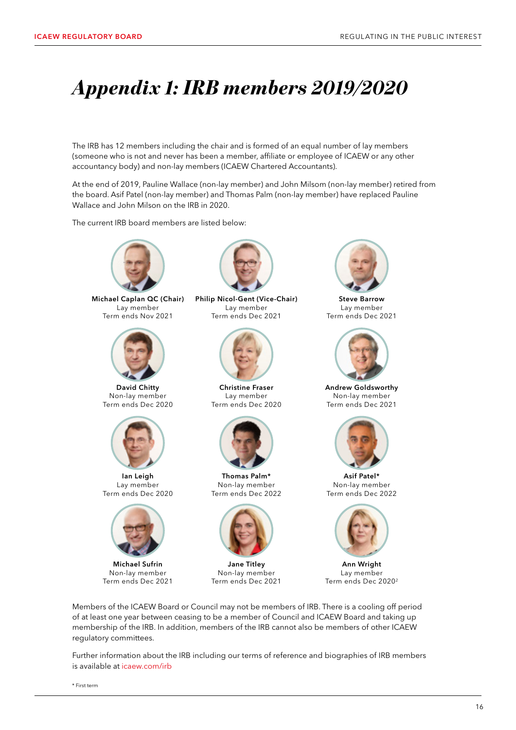# *Appendix 1: IRB members 2019/2020*

The IRB has 12 members including the chair and is formed of an equal number of lay members (someone who is not and never has been a member, affiliate or employee of ICAEW or any other accountancy body) and non-lay members (ICAEW Chartered Accountants).

At the end of 2019, Pauline Wallace (non-lay member) and John Milsom (non-lay member) retired from the board. Asif Patel (non-lay member) and Thomas Palm (non-lay member) have replaced Pauline Wallace and John Milson on the IRB in 2020.

The current IRB board members are listed below:

**Michael Caplan QC (Chair)**
Lay member
Term ends Nov 2021

**Philip Nicol-Gent (Vice-Chair)**
Lay member
Term ends Dec 2021

**Steve Barrow**
Lay member
Term ends Dec 2021

**David Chitty**
Non-lay member
Term ends Dec 2020

**Christine Fraser**
Lay member
Term ends Dec 2020

**Andrew Goldsworthy**
Non-lay member
Term ends Dec 2021

**Ian Leigh**
Lay member
Term ends Dec 2020

**Thomas Palm***
Non-lay member
Term ends Dec 2022

**Asif Patel***
Non-lay member
Term ends Dec 2022

**Michael Sufrin**
Non-lay member
Term ends Dec 2021

**Jane Titley**
Non-lay member
Term ends Dec 2021

**Ann Wright**
Lay member
Term ends Dec 2020[2]

Members of the ICAEW Board or Council may not be members of IRB. There is a cooling off period of at least one year between ceasing to be a member of Council and ICAEW Board and taking up membership of the IRB. In addition, members of the IRB cannot also be members of other ICAEW regulatory committees.

Further information about the IRB including our terms of reference and biographies of IRB members is available at icaew.com/irb

* First term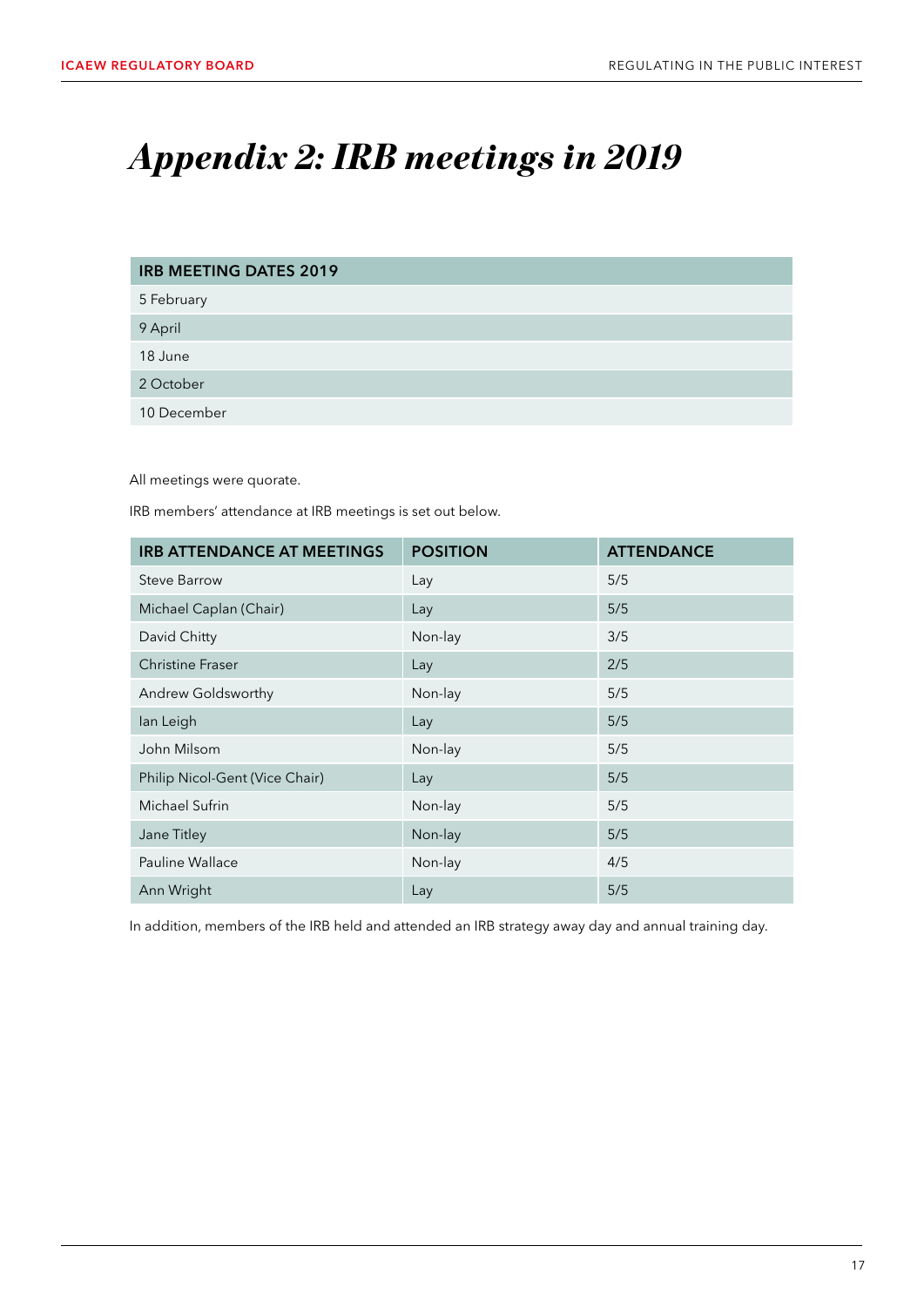# *Appendix 2: IRB meetings in 2019*

| IRB MEETING DATES 2019 |
|---|
| 5 February |
| 9 April |
| 18 June |
| 2 October |
| 10 December |

All meetings were quorate.

IRB members' attendance at IRB meetings is set out below.

| IRB ATTENDANCE AT MEETINGS | POSITION | ATTENDANCE |
|---|---|---|
| Steve Barrow | Lay | 5/5 |
| Michael Caplan (Chair) | Lay | 5/5 |
| David Chitty | Non-lay | 3/5 |
| Christine Fraser | Lay | 2/5 |
| Andrew Goldsworthy | Non-lay | 5/5 |
| Ian Leigh | Lay | 5/5 |
| John Milsom | Non-lay | 5/5 |
| Philip Nicol-Gent (Vice Chair) | Lay | 5/5 |
| Michael Sufrin | Non-lay | 5/5 |
| Jane Titley | Non-lay | 5/5 |
| Pauline Wallace | Non-lay | 4/5 |
| Ann Wright | Lay | 5/5 |

In addition, members of the IRB held and attended an IRB strategy away day and annual training day.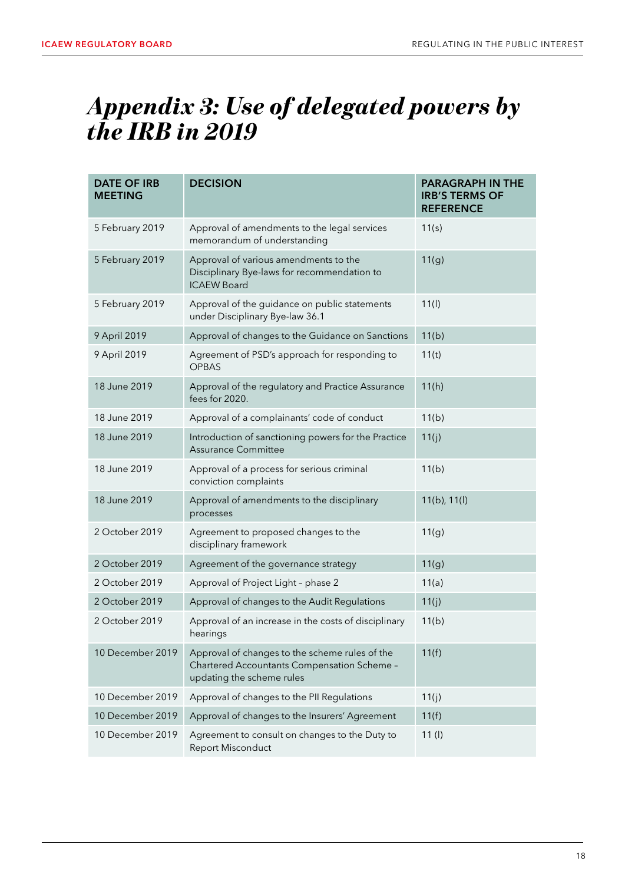# *Appendix 3: Use of delegated powers by the IRB in 2019*

| DATE OF IRB MEETING | DECISION | PARAGRAPH IN THE IRB'S TERMS OF REFERENCE |
|---|---|---|
| 5 February 2019 | Approval of amendments to the legal services memorandum of understanding | 11(s) |
| 5 February 2019 | Approval of various amendments to the Disciplinary Bye-laws for recommendation to ICAEW Board | 11(g) |
| 5 February 2019 | Approval of the guidance on public statements under Disciplinary Bye-law 36.1 | 11(l) |
| 9 April 2019 | Approval of changes to the Guidance on Sanctions | 11(b) |
| 9 April 2019 | Agreement of PSD's approach for responding to OPBAS | 11(t) |
| 18 June 2019 | Approval of the regulatory and Practice Assurance fees for 2020. | 11(h) |
| 18 June 2019 | Approval of a complainants' code of conduct | 11(b) |
| 18 June 2019 | Introduction of sanctioning powers for the Practice Assurance Committee | 11(j) |
| 18 June 2019 | Approval of a process for serious criminal conviction complaints | 11(b) |
| 18 June 2019 | Approval of amendments to the disciplinary processes | 11(b), 11(l) |
| 2 October 2019 | Agreement to proposed changes to the disciplinary framework | 11(g) |
| 2 October 2019 | Agreement of the governance strategy | 11(g) |
| 2 October 2019 | Approval of Project Light – phase 2 | 11(a) |
| 2 October 2019 | Approval of changes to the Audit Regulations | 11(j) |
| 2 October 2019 | Approval of an increase in the costs of disciplinary hearings | 11(b) |
| 10 December 2019 | Approval of changes to the scheme rules of the Chartered Accountants Compensation Scheme – updating the scheme rules | 11(f) |
| 10 December 2019 | Approval of changes to the PII Regulations | 11(j) |
| 10 December 2019 | Approval of changes to the Insurers' Agreement | 11(f) |
| 10 December 2019 | Agreement to consult on changes to the Duty to Report Misconduct | 11 (l) |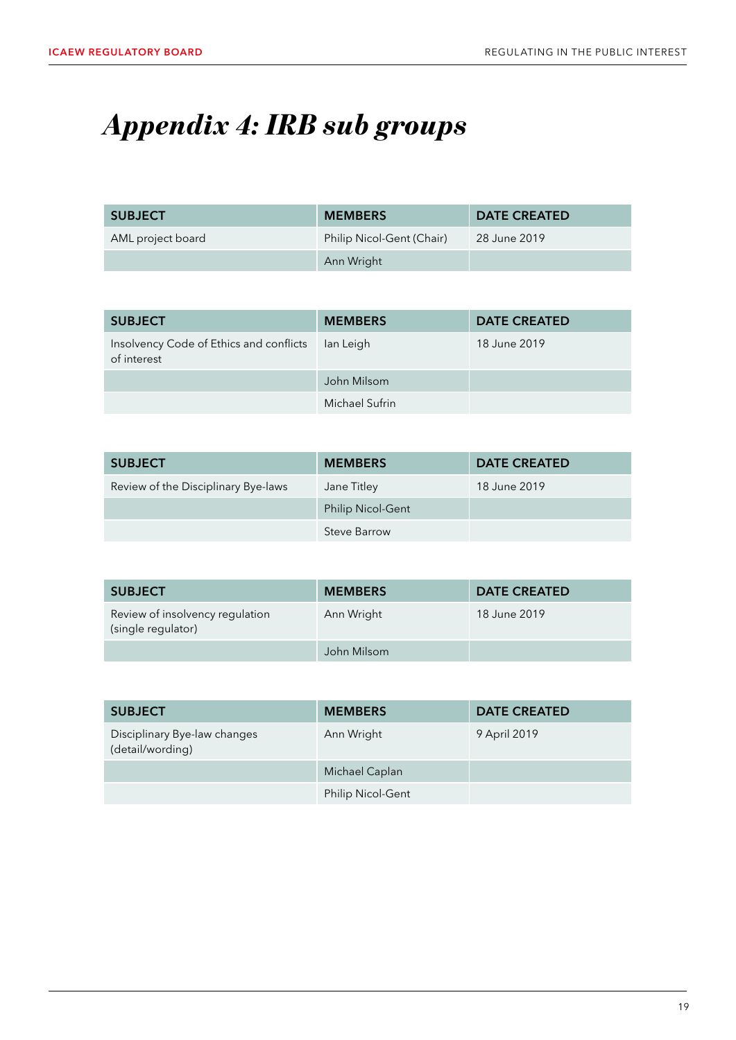# *Appendix 4: IRB sub groups*

| SUBJECT | MEMBERS | DATE CREATED |
|---|---|---|
| AML project board | Philip Nicol-Gent (Chair) | 28 June 2019 |
| | Ann Wright | |

| SUBJECT | MEMBERS | DATE CREATED |
|---|---|---|
| Insolvency Code of Ethics and conflicts of interest | Ian Leigh | 18 June 2019 |
| | John Milsom | |
| | Michael Sufrin | |

| SUBJECT | MEMBERS | DATE CREATED |
|---|---|---|
| Review of the Disciplinary Bye-laws | Jane Titley | 18 June 2019 |
| | Philip Nicol-Gent | |
| | Steve Barrow | |

| SUBJECT | MEMBERS | DATE CREATED |
|---|---|---|
| Review of insolvency regulation (single regulator) | Ann Wright | 18 June 2019 |
| | John Milsom | |

| SUBJECT | MEMBERS | DATE CREATED |
|---|---|---|
| Disciplinary Bye-law changes (detail/wording) | Ann Wright | 9 April 2019 |
| | Michael Caplan | |
| | Philip Nicol-Gent | |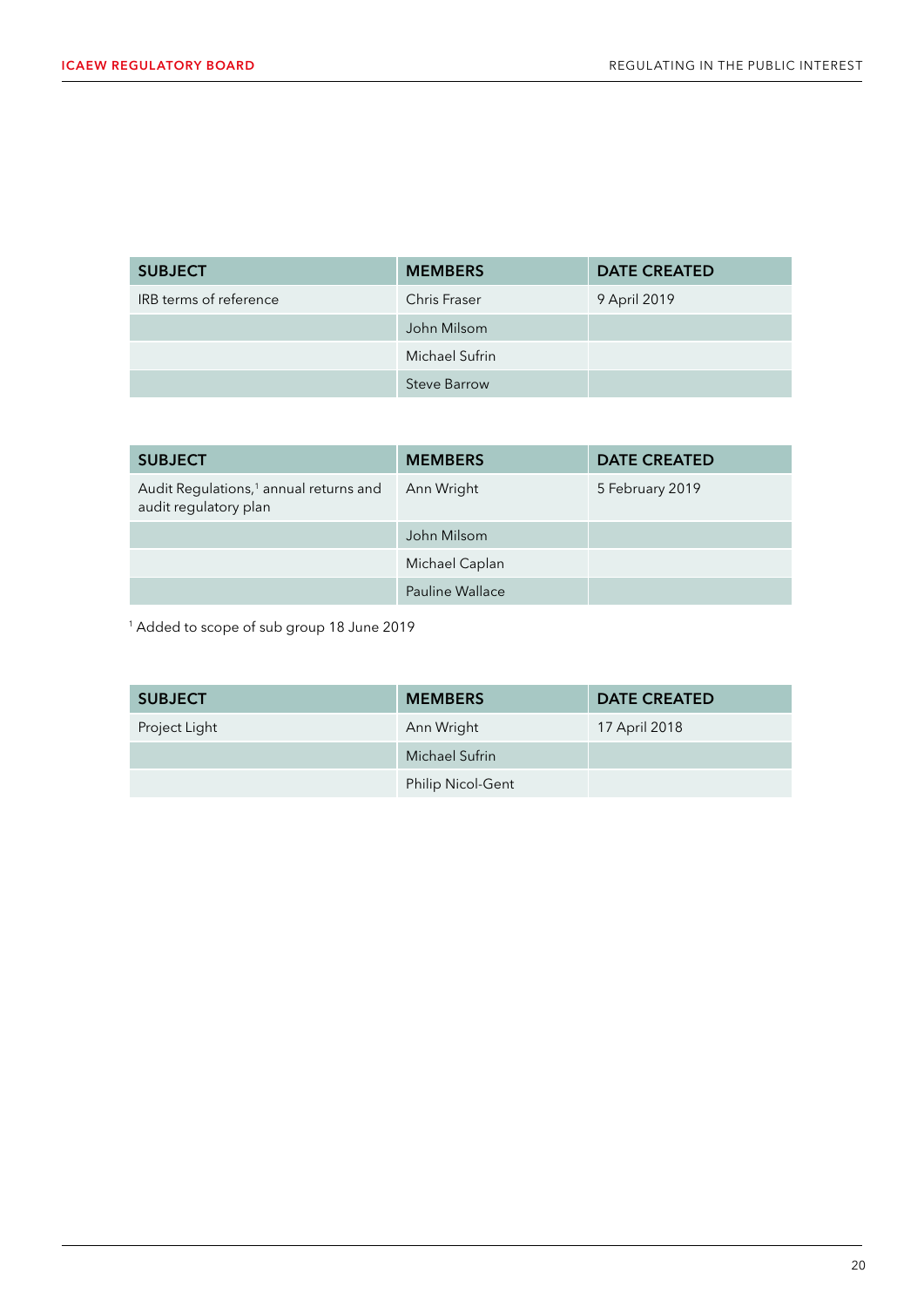| SUBJECT | MEMBERS | DATE CREATED |
| --- | --- | --- |
| IRB terms of reference | Chris Fraser | 9 April 2019 |
| | John Milsom | |
| | Michael Sufrin | |
| | Steve Barrow | |

| SUBJECT | MEMBERS | DATE CREATED |
| --- | --- | --- |
| Audit Regulations,[1] annual returns and audit regulatory plan | Ann Wright | 5 February 2019 |
| | John Milsom | |
| | Michael Caplan | |
| | Pauline Wallace | |

[1] Added to scope of sub group 18 June 2019

| SUBJECT | MEMBERS | DATE CREATED |
| --- | --- | --- |
| Project Light | Ann Wright | 17 April 2018 |
| | Michael Sufrin | |
| | Philip Nicol-Gent | |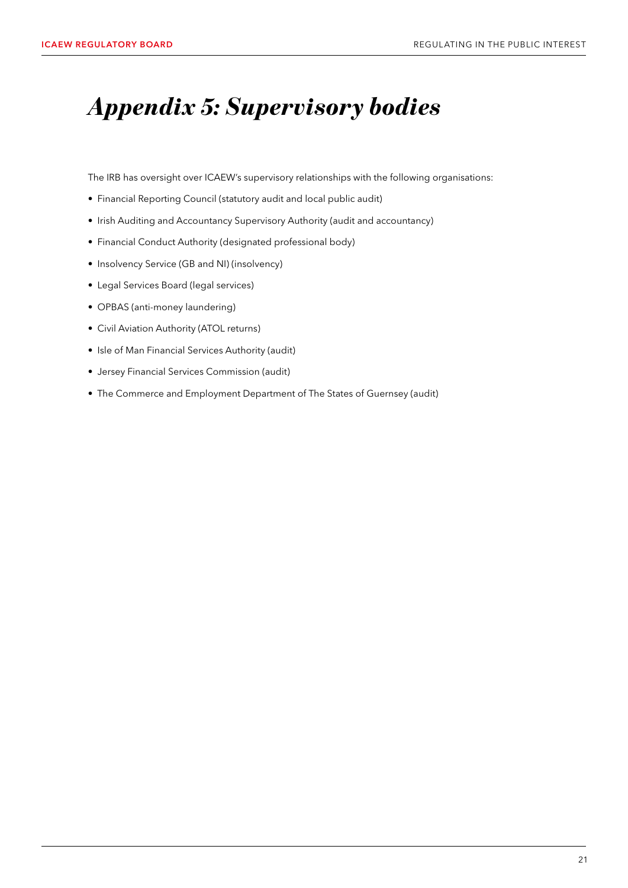# *Appendix 5: Supervisory bodies*

The IRB has oversight over ICAEW's supervisory relationships with the following organisations:

- Financial Reporting Council (statutory audit and local public audit)
- Irish Auditing and Accountancy Supervisory Authority (audit and accountancy)
- Financial Conduct Authority (designated professional body)
- Insolvency Service (GB and NI) (insolvency)
- Legal Services Board (legal services)
- OPBAS (anti-money laundering)
- Civil Aviation Authority (ATOL returns)
- Isle of Man Financial Services Authority (audit)
- Jersey Financial Services Commission (audit)
- The Commerce and Employment Department of The States of Guernsey (audit)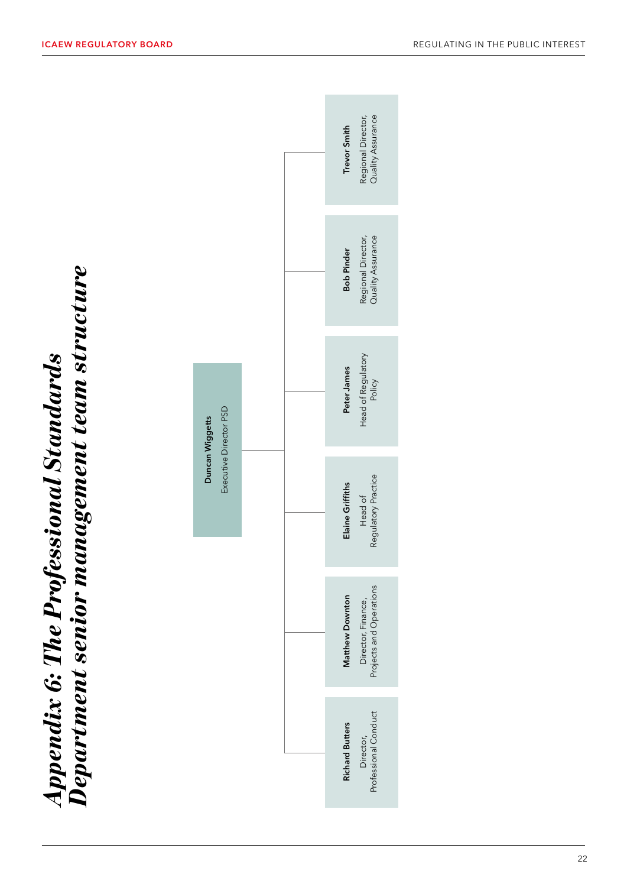# *Appendix 6: The Professional Standards Department senior management team structure*

**Duncan Wiggetts**
Executive Director PSD

- **Richard Butters**
  Director, Professional Conduct
- **Matthew Downton**
  Director, Finance, Projects and Operations
- **Elaine Griffiths**
  Head of Regulatory Practice
- **Peter James**
  Head of Regulatory Policy
- **Bob Pinder**
  Regional Director, Quality Assurance
- **Trevor Smith**
  Regional Director, Quality Assurance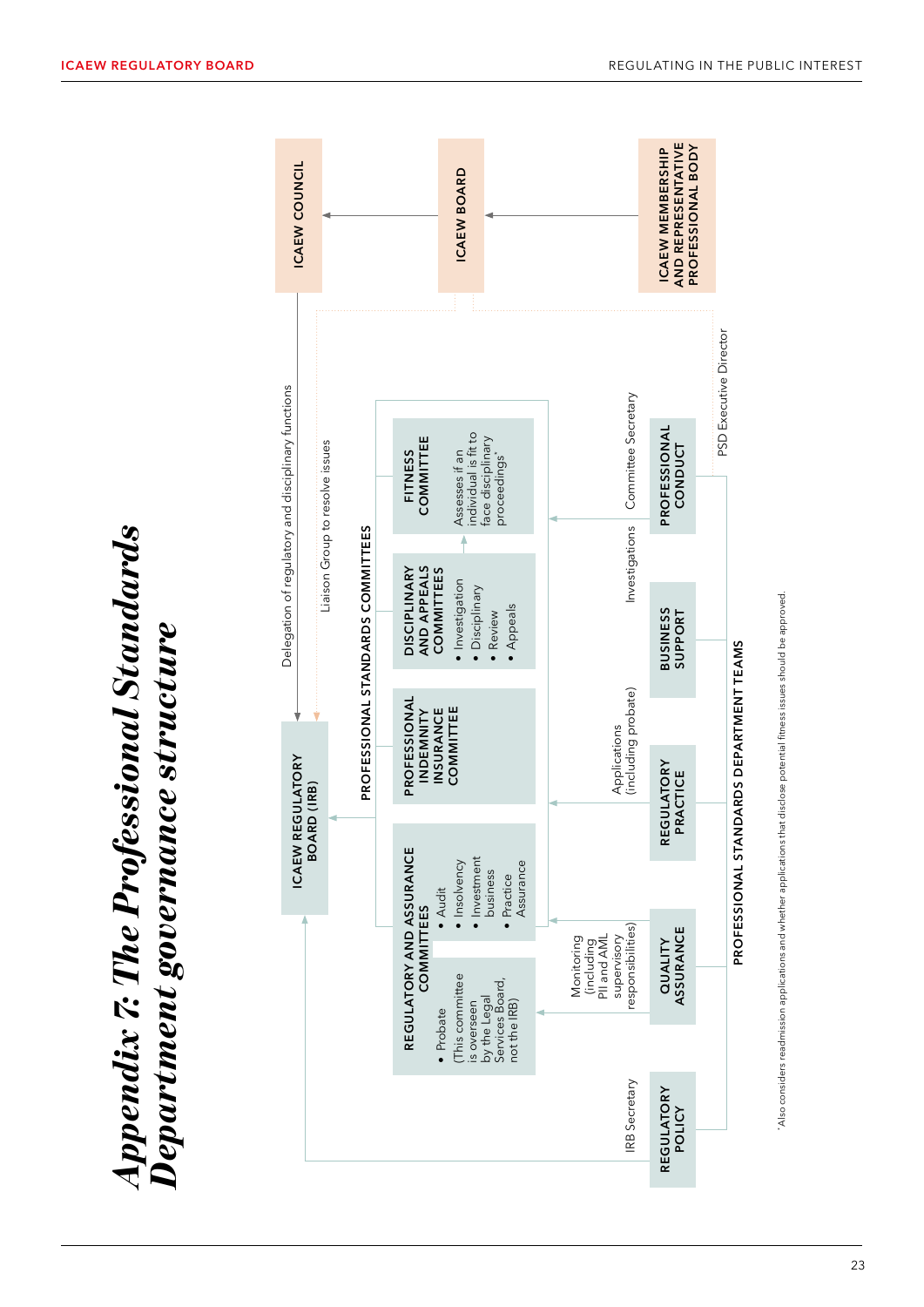# Appendix 7: The Professional Standards Department governance structure

ICAEW COUNCIL

ICAEW BOARD

ICAEW MEMBERSHIP AND REPRESENTATIVE PROFESSIONAL BODY

Delegation of regulatory and disciplinary functions

Liaison Group to resolve issues

ICAEW REGULATORY BOARD (IRB)

PROFESSIONAL STANDARDS COMMITTEES

**REGULATORY AND ASSURANCE COMMITTEES**

- Audit
- Insolvency
- Investment business
- Practice Assurance
- Probate (This committee is overseen by the Legal Services Board, not the IRB)

**PROFESSIONAL INDEMNITY INSURANCE COMMITTEE**

**DISCIPLINARY AND APPEALS COMMITTEES**

- Investigation
- Disciplinary
- Review
- Appeals

**FITNESS COMMITTEE**

Assesses if an individual is fit to face disciplinary proceedings*

PROFESSIONAL STANDARDS DEPARTMENT TEAMS

- REGULATORY POLICY — IRB Secretary
- QUALITY ASSURANCE — Monitoring (including PII and AML supervisory responsibilities)
- REGULATORY PRACTICE — Applications (including probate)
- BUSINESS SUPPORT
- PROFESSIONAL CONDUCT — Investigations; Committee Secretary

PSD Executive Director

*Also considers readmission applications and whether applications that disclose potential fitness issues should be approved.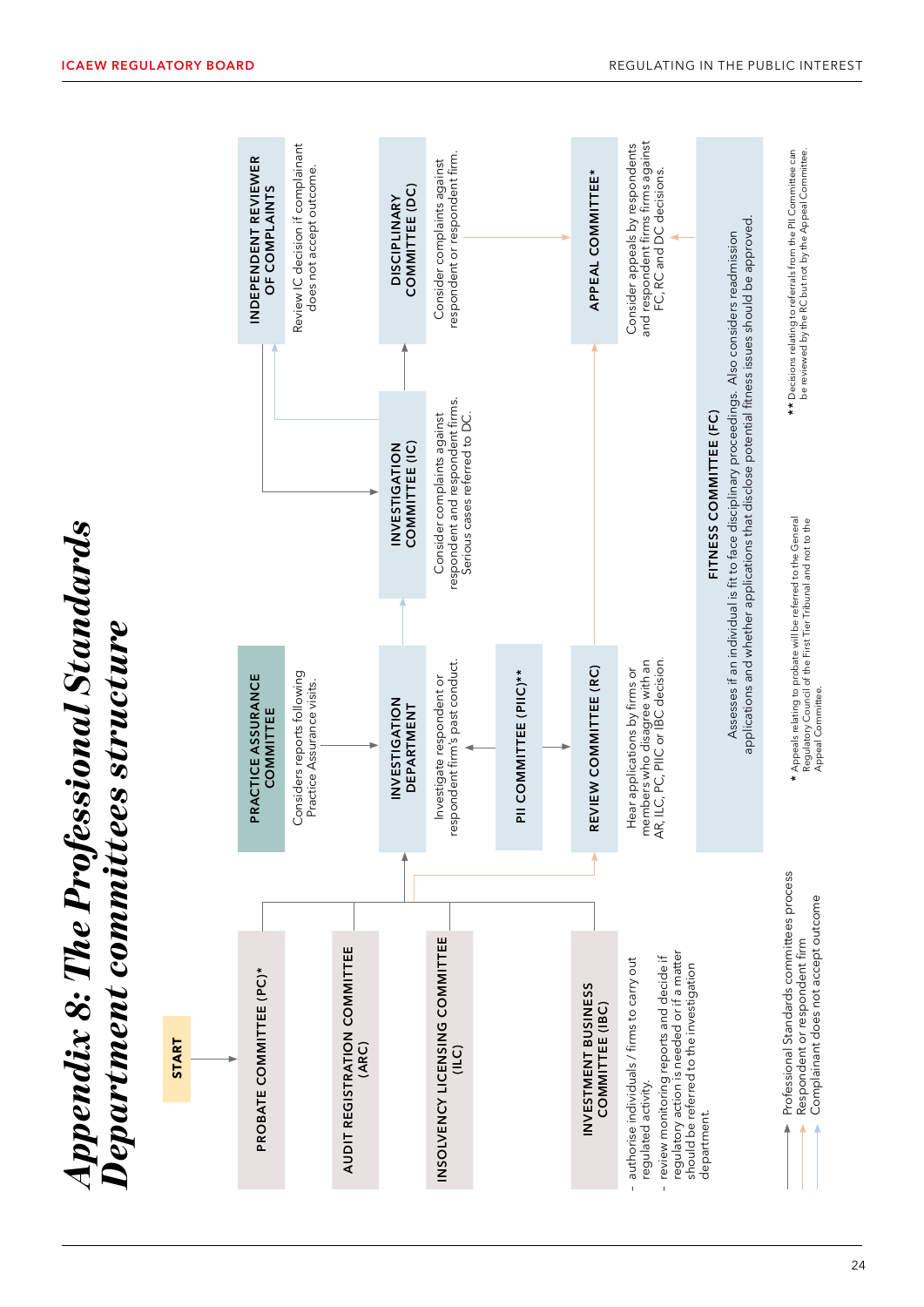# Appendix 8: The Professional Standards Department committees structure

**START**

**PROBATE COMMITTEE (PC)***

**AUDIT REGISTRATION COMMITTEE (ARC)**

**INSOLVENCY LICENSING COMMITTEE (ILC)**

**INVESTMENT BUSINESS COMMITTEE (IBC)**

- authorise individuals / firms to carry out regulated activity.
- review monitoring reports and decide if regulatory action is needed or if a matter should be referred to the investigation department.

**PRACTICE ASSURANCE COMMITTEE**

Considers reports following Practice Assurance visits.

**INVESTIGATION DEPARTMENT**

Investigate respondent or respondent firm's past conduct.

**PII COMMITTEE (PIIC)****

**REVIEW COMMITTEE (RC)**

Hear applications by firms or members who disagree with an AR, ILC, PC, PIIC or IBC decision.

**INVESTIGATION COMMITTEE (IC)**

Consider complaints against respondent and respondent firms. Serious cases referred to DC.

**INDEPENDENT REVIEWER OF COMPLAINTS**

Review IC decision if complainant does not accept outcome.

**DISCIPLINARY COMMITTEE (DC)**

Consider complaints against respondent or respondent firm.

**APPEAL COMMITTEE***

Consider appeals by respondents and respondent firms firms against FC, RC and DC decisions.

**FITNESS COMMITTEE (FC)**

Assesses if an individual is fit to face disciplinary proceedings. Also considers readmission applications and whether applications that disclose potential fitness issues should be approved.

Key:
- Professional Standards committees process
- Respondent or respondent firm
- Complainant does not accept outcome

\* Appeals relating to probate will be referred to the General Regulatory Council of the First Tier Tribunal and not to the Appeal Committee.

\*\* Decisions relating to referrals from the PII Committee can be reviewed by the RC but not by the Appeal Committee.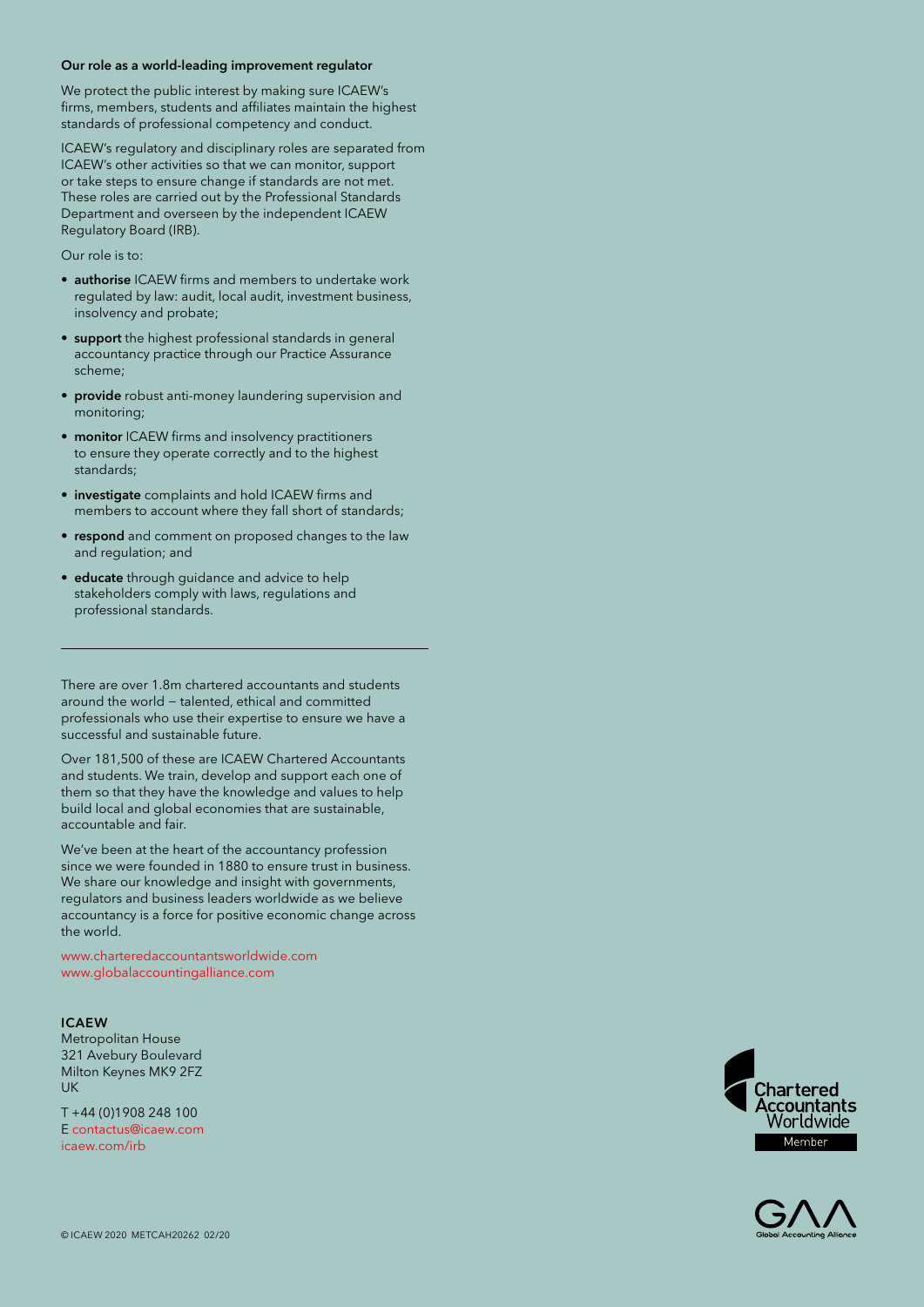**Our role as a world-leading improvement regulator**

We protect the public interest by making sure ICAEW's firms, members, students and affiliates maintain the highest standards of professional competency and conduct.

ICAEW's regulatory and disciplinary roles are separated from ICAEW's other activities so that we can monitor, support or take steps to ensure change if standards are not met. These roles are carried out by the Professional Standards Department and overseen by the independent ICAEW Regulatory Board (IRB).

Our role is to:

- **authorise** ICAEW firms and members to undertake work regulated by law: audit, local audit, investment business, insolvency and probate;
- **support** the highest professional standards in general accountancy practice through our Practice Assurance scheme;
- **provide** robust anti-money laundering supervision and monitoring;
- **monitor** ICAEW firms and insolvency practitioners to ensure they operate correctly and to the highest standards;
- **investigate** complaints and hold ICAEW firms and members to account where they fall short of standards;
- **respond** and comment on proposed changes to the law and regulation; and
- **educate** through guidance and advice to help stakeholders comply with laws, regulations and professional standards.

---

There are over 1.8m chartered accountants and students around the world — talented, ethical and committed professionals who use their expertise to ensure we have a successful and sustainable future.

Over 181,500 of these are ICAEW Chartered Accountants and students. We train, develop and support each one of them so that they have the knowledge and values to help build local and global economies that are sustainable, accountable and fair.

We've been at the heart of the accountancy profession since we were founded in 1880 to ensure trust in business. We share our knowledge and insight with governments, regulators and business leaders worldwide as we believe accountancy is a force for positive economic change across the world.

www.charteredaccountantsworldwide.com
www.globalaccountingalliance.com

**ICAEW**
Metropolitan House
321 Avebury Boulevard
Milton Keynes MK9 2FZ
UK

T +44 (0)1908 248 100
E contactus@icaew.com
icaew.com/irb

Chartered Accountants Worldwide
Member

GAA
Global Accounting Alliance

© ICAEW 2020 METCAH20262 02/20